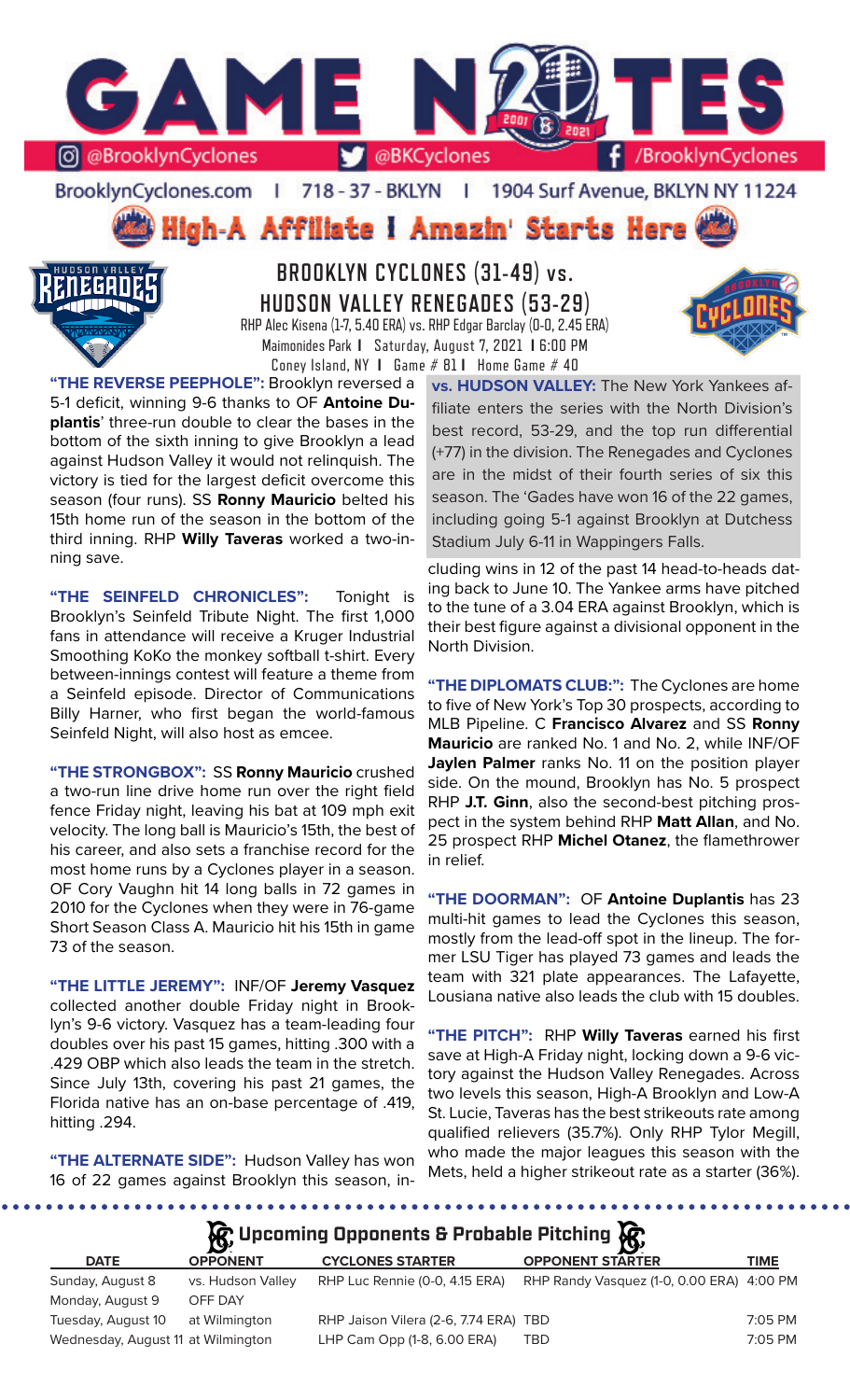# GAME NOTES

@BrooklynCyclones | @BKCyclones | /BrooklynCyclones

BrooklynCyclones.com | 718-37-BKLYN | 1904 Surf Avenue, BKLYN NY 11224

**High-A Affiliate I Amazin' Starts Here**

## BROOKLYN CYCLONES (31-49) vs. HUDSON VALLEY RENEGADES (53-29)

RHP Alec Kisena (1-7, 5.40 ERA) vs. RHP Edgar Barclay (0-0, 2.45 ERA)

Maimonides Park | Saturday, August 7, 2021 | 6:00 PM

Coney Island, NY | Game # 81 | Home Game # 40

**"THE REVERSE PEEPHOLE":** Brooklyn reversed a 5-1 deficit, winning 9-6 thanks to OF **Antoine Duplantis**' three-run double to clear the bases in the bottom of the sixth inning to give Brooklyn a lead against Hudson Valley it would not relinquish. The victory is tied for the largest deficit overcome this season (four runs). SS **Ronny Mauricio** belted his 15th home run of the season in the bottom of the third inning. RHP **Willy Taveras** worked a two-inning save.

**"THE SEINFELD CHRONICLES":** Tonight is Brooklyn's Seinfeld Tribute Night. The first 1,000 fans in attendance will receive a Kruger Industrial Smoothing KoKo the monkey softball t-shirt. Every between-innings contest will feature a theme from a Seinfeld episode. Director of Communications Billy Harner, who first began the world-famous Seinfeld Night, will also host as emcee.

**"THE STRONGBOX":** SS **Ronny Mauricio** crushed a two-run line drive home run over the right field fence Friday night, leaving his bat at 109 mph exit velocity. The long ball is Mauricio's 15th, the best of his career, and also sets a franchise record for the most home runs by a Cyclones player in a season. OF Cory Vaughn hit 14 long balls in 72 games in 2010 for the Cyclones when they were in 76-game Short Season Class A. Mauricio hit his 15th in game 73 of the season.

**"THE LITTLE JEREMY":** INF/OF **Jeremy Vasquez** collected another double Friday night in Brooklyn's 9-6 victory. Vasquez has a team-leading four doubles over his past 15 games, hitting .300 with a .429 OBP which also leads the team in the stretch. Since July 13th, covering his past 21 games, the Florida native has an on-base percentage of .419, hitting .294.

**"THE ALTERNATE SIDE":** Hudson Valley has won 16 of 22 games against Brooklyn this season, including wins in 12 of the past 14 head-to-heads dating back to June 10. The Yankee arms have pitched to the tune of a 3.04 ERA against Brooklyn, which is their best figure against a divisional opponent in the North Division.

**vs. HUDSON VALLEY:** The New York Yankees affiliate enters the series with the North Division's best record, 53-29, and the top run differential (+77) in the division. The Renegades and Cyclones are in the midst of their fourth series of six this season. The 'Gades have won 16 of the 22 games, including going 5-1 against Brooklyn at Dutchess Stadium July 6-11 in Wappingers Falls.

**"THE DIPLOMATS CLUB:":** The Cyclones are home to five of New York's Top 30 prospects, according to MLB Pipeline. C **Francisco Alvarez** and SS **Ronny Mauricio** are ranked No. 1 and No. 2, while INF/OF **Jaylen Palmer** ranks No. 11 on the position player side. On the mound, Brooklyn has No. 5 prospect RHP **J.T. Ginn**, also the second-best pitching prospect in the system behind RHP **Matt Allan**, and No. 25 prospect RHP **Michel Otanez**, the flamethrower in relief.

**"THE DOORMAN":** OF **Antoine Duplantis** has 23 multi-hit games to lead the Cyclones this season, mostly from the lead-off spot in the lineup. The former LSU Tiger has played 73 games and leads the team with 321 plate appearances. The Lafayette, Lousiana native also leads the club with 15 doubles.

**"THE PITCH":** RHP **Willy Taveras** earned his first save at High-A Brooklyn Friday night, locking down a 9-6 victory against the Hudson Valley Renegades. Across two levels this season, High-A Brooklyn and Low-A St. Lucie, Taveras has the best strikeouts rate among qualified relievers (35.7%). Only RHP Tylor Megill, who made the major leagues this season with the Mets, held a higher strikeout rate as a starter (36%).

## Upcoming Opponents & Probable Pitching

| DATE | OPPONENT | CYCLONES STARTER | OPPONENT STARTER | TIME |
|---|---|---|---|---|
| Sunday, August 8 | vs. Hudson Valley | RHP Luc Rennie (0-0, 4.15 ERA) | RHP Randy Vasquez (1-0, 0.00 ERA) | 4:00 PM |
| Monday, August 9 | OFF DAY | | | |
| Tuesday, August 10 | at Wilmington | RHP Jaison Vilera (2-6, 7.74 ERA) | TBD | 7:05 PM |
| Wednesday, August 11 | at Wilmington | LHP Cam Opp (1-8, 6.00 ERA) | TBD | 7:05 PM |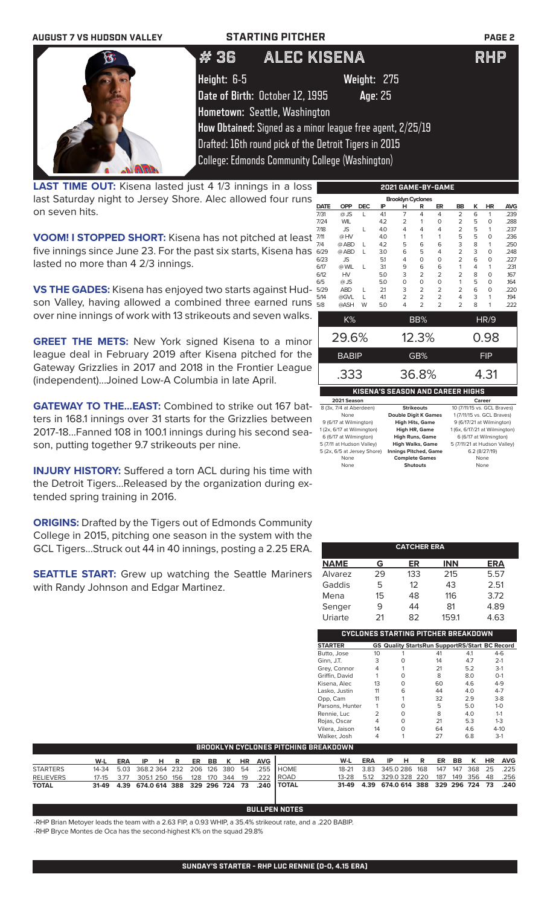AUGUST 7 VS HUDSON VALLEY — STARTING PITCHER

# # 36 ALEC KISENA — RHP

**Height:** 6-5 **Weight:** 275

**Date of Birth:** October 12, 1995 **Age:** 25

**Hometown:** Seattle, Washington

**How Obtained:** Signed as a minor league free agent, 2/25/19

Drafted: 16th round pick of the Detroit Tigers in 2015

College: Edmonds Community College (Washington)

**LAST TIME OUT:** Kisena lasted just 4 1/3 innings in a loss last Saturday night to Jersey Shore. Alec allowed four runs on seven hits.

**VOOM! I STOPPED SHORT:** Kisena has not pitched at least five innings since June 23. For the past six starts, Kisena has lasted no more than 4 2/3 innings.

**VS THE GADES:** Kisena has enjoyed two starts against Hudson Valley, having allowed a combined three earned runs over nine innings of work with 13 strikeouts and seven walks.

**GREET THE METS:** New York signed Kisena to a minor league deal in February 2019 after Kisena pitched for the Gateway Grizzlies in 2017 and 2018 in the Frontier League (independent)...Joined Low-A Columbia in late April.

**GATEWAY TO THE...EAST:** Combined to strike out 167 batters in 168.1 innings over 31 starts for the Grizzlies between 2017-18...Fanned 108 in 100.1 innings during his second season, putting together 9.7 strikeouts per nine.

**INJURY HISTORY:** Suffered a torn ACL during his time with the Detroit Tigers...Released by the organization during extended spring training in 2016.

**ORIGINS:** Drafted by the Tigers out of Edmonds Community College in 2015, pitching one season in the system with the GCL Tigers...Struck out 44 in 40 innings, posting a 2.25 ERA.

**SEATTLE START:** Grew up watching the Seattle Mariners with Randy Johnson and Edgar Martinez.

## 2021 GAME-BY-GAME

Brooklyn Cyclones

| DATE | OPP | DEC | IP | H | R | ER | BB | K | HR | AVG |
|---|---|---|---|---|---|---|---|---|---|---|
| 7/31 | @ JS | L | 4.1 | 7 | 4 | 4 | 2 | 6 | 1 | .239 |
| 7/24 | WIL | | 4.2 | 2 | 1 | 0 | 2 | 5 | 0 | .288 |
| 7/18 | JS | L | 4.0 | 4 | 4 | 4 | 2 | 5 | 1 | .237 |
| 7/11 | @ HV | | 4.0 | 1 | 1 | 1 | 5 | 5 | 0 | .236 |
| 7/4 | @ ABD | L | 4.2 | 5 | 6 | 6 | 3 | 8 | 1 | .250 |
| 6/29 | @ ABD | L | 3.0 | 6 | 5 | 4 | 2 | 3 | 0 | .248 |
| 6/23 | JS | | 5.1 | 4 | 0 | 0 | 2 | 6 | 0 | .227 |
| 6/17 | @ WIL | L | 3.1 | 9 | 6 | 6 | 1 | 4 | 1 | .231 |
| 6/12 | HV | | 5.0 | 3 | 2 | 2 | 2 | 8 | 0 | .167 |
| 6/5 | @ JS | | 5.0 | 0 | 0 | 0 | 1 | 5 | 0 | .164 |
| 5/29 | ABD | L | 2.1 | 3 | 2 | 2 | 2 | 6 | 0 | .220 |
| 5/14 | @GVL | L | 4.1 | 2 | 2 | 2 | 4 | 3 | 1 | .194 |
| 5/8 | @ASH | W | 5.0 | 4 | 2 | 2 | 2 | 8 | 1 | .222 |

| K% | BB% | HR/9 |
|---|---|---|
| 29.6% | 12.3% | 0.98 |

| BABIP | GB% | FIP |
|---|---|---|
| .333 | 36.8% | 4.31 |

## KISENA'S SEASON AND CAREER HIGHS

| 2021 Season | | Career |
|---|---|---|
| 8 (3x, 7/4 at Aberdeen) | Strikeouts | 10 (7/11/15 vs. GCL Braves) |
| None | Double Digit K Games | 1 (7/11/15 vs. GCL Braves) |
| 9 (6/17 at Wilmington) | High Hits, Game | 9 (6/17/21 at Wilmington) |
| 1 (2x, 6/17 at Wilmington) | High HR, Game | 1 (6x, 6/17/21 at Wilmington) |
| 6 (6/17 at Wilmington) | High Runs, Game | 6 (6/17 at Wilmington) |
| 5 (7/11 at Hudson Valley) | High Walks, Game | 5 (7/11/21 at Hudson Valley) |
| 5 (2x, 6/5 at Jersey Shore) | Innings Pitched, Game | 6.2 (8/27/19) |
| None | Complete Games | None |
| None | Shutouts | None |

## CATCHER ERA

| NAME | G | ER | INN | ERA |
|---|---|---|---|---|
| Alvarez | 29 | 133 | 215 | 5.57 |
| Gaddis | 5 | 12 | 43 | 2.51 |
| Mena | 15 | 48 | 116 | 3.72 |
| Senger | 9 | 44 | 81 | 4.89 |
| Uriarte | 21 | 82 | 159.1 | 4.63 |

## CYCLONES STARTING PITCHER BREAKDOWN

| STARTER | GS | Quality Starts | Run Support | RS/Start | BC Record |
|---|---|---|---|---|---|
| Butto, Jose | 10 | 1 | 41 | 4.1 | 4-6 |
| Ginn, J.T. | 3 | 0 | 14 | 4.7 | 2-1 |
| Grey, Connor | 4 | 1 | 21 | 5.2 | 3-1 |
| Griffin, David | 1 | 0 | 8 | 8.0 | 0-1 |
| Kisena, Alec | 13 | 0 | 60 | 4.6 | 4-9 |
| Lasko, Justin | 11 | 6 | 44 | 4.0 | 4-7 |
| Opp, Cam | 11 | 1 | 32 | 2.9 | 3-8 |
| Parsons, Hunter | 1 | 0 | 5 | 5.0 | 1-0 |
| Rennie, Luc | 2 | 0 | 8 | 4.0 | 1-1 |
| Rojas, Oscar | 4 | 0 | 21 | 5.3 | 1-3 |
| Vilera, Jaison | 14 | 0 | 64 | 4.6 | 4-10 |
| Walker, Josh | 4 | 1 | 27 | 6.8 | 3-1 |

## BROOKLYN CYCLONES PITCHING BREAKDOWN

| | W-L | ERA | IP | H | R | ER | BB | K | HR | AVG |
|---|---|---|---|---|---|---|---|---|---|---|
| STARTERS | 14-34 | 5.03 | 368.2 | 364 | 232 | 206 | 126 | 380 | 54 | .255 |
| RELIEVERS | 17-15 | 3.77 | 305.1 | 250 | 156 | 128 | 170 | 344 | 19 | .222 |
| TOTAL | 31-49 | 4.39 | 674.0 | 614 | 388 | 329 | 296 | 724 | 73 | .240 |

| | W-L | ERA | IP | H | R | ER | BB | K | HR | AVG |
|---|---|---|---|---|---|---|---|---|---|---|
| HOME | 18-21 | 3.83 | 345.0 | 286 | 168 | 147 | 147 | 368 | 25 | .225 |
| ROAD | 13-28 | 5.12 | 329.0 | 328 | 220 | 187 | 149 | 356 | 48 | .256 |
| TOTAL | 31-49 | 4.39 | 674.0 | 614 | 388 | 329 | 296 | 724 | 73 | .240 |

## BULLPEN NOTES

-RHP Brian Metoyer leads the team with a 2.63 FIP, a 0.93 WHIP, a 35.4% strikeout rate, and a .220 BABIP.

-RHP Bryce Montes de Oca has the second-highest K% on the squad 29.8%

## SUNDAY'S STARTER - RHP LUC RENNIE (0-0, 4.15 ERA)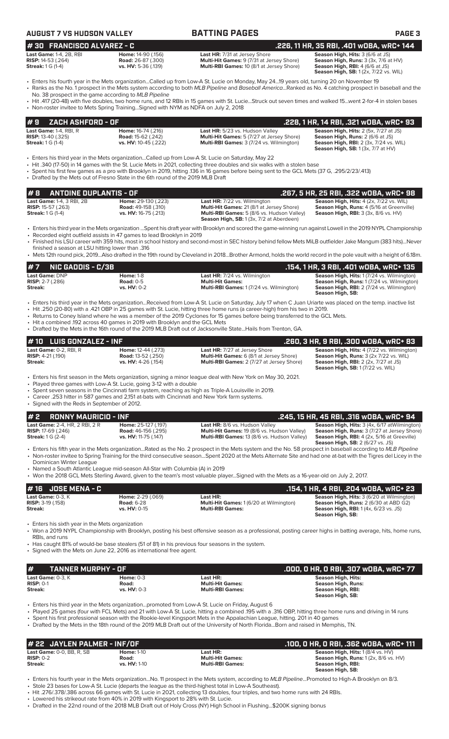## AUGUST 7 VS HUDSON VALLEY — BATTING PAGES

### # 30 FRANCISCO ALVAREZ - C — .226, 11 HR, 35 RBI, .401 wOBA, wRC+ 144

| | | | |
|---|---|---|---|
| **Last Game:** 1-4, 2B, RBI | **Home:** 14-90 (.156) | **Last HR:** 7/31 at Jersey Shore | **Season High, Hits:** 3 (6/6 at JS) |
| **RISP:** 14-53 (.264) | **Road:** 26-87 (.300) | **Multi-Hit Games:** 9 (7/31 at Jersey Shore) | **Season High, Runs:** 3 (3x, 7/6 at HV) |
| **Streak:** 1 G (1-4) | **vs. HV:** 5-36 (.139) | **Multi-RBI Games:** 10 (8/1 at Jersey Shore) | **Season High, RBI:** 4 (6/6 at JS) |
| | | | **Season High, SB:** 1 (2x, 7/22 vs. WIL) |

- Enters his fourth year in the Mets organization...Called up from Low-A St. Lucie on Monday, May 24...19 years old, turning 20 on November 19
- Ranks as the No. 1 prospect in the Mets system according to both *MLB Pipeline* and *Baseball America*...Ranked as No. 4 catching prospect in baseball and the No. 38 prospect in the game according to *MLB Pipeline*
- Hit .417 (20-48) with five doubles, two home runs, and 12 RBIs in 15 games with St. Lucie...Struck out seven times and walked 15...went 2-for-4 in stolen bases
- Non-roster invitee to Mets Spring Training...Signed with NYM as NDFA on July 2, 2018

### # 9 ZACH ASHFORD - OF — .228, 1 HR, 14 RBI, .321 wOBA, wRC+ 93

| | | | |
|---|---|---|---|
| **Last Game:** 1-4, RBI, R | **Home:** 16-74 (.216) | **Last HR:** 5/23 vs. Hudson Valley | **Season High, Hits:** 2 (5x, 7/27 at JS) |
| **RISP:** 13-40 (.325) | **Road:** 15-62 (.242) | **Multi-Hit Games:** 5 (7/27 at Jersey Shore) | **Season High, Runs:** 2 (6/6 at JS) |
| **Streak:** 1 G (1-4) | **vs. HV:** 10-45 (.222) | **Multi-RBI Games:** 3 (7/24 vs. Wilmington) | **Season High, RBI:** 2 (3x, 7/24 vs. WIL) |
| | | | **Season High, SB:** 1 (3x, 7/7 at HV) |

- Enters his third year in the Mets organization...Called up from Low-A St. Lucie on Saturday, May 22
- Hit .340 (17-50) in 14 games with the St. Lucie Mets in 2021, collecting three doubles and six walks with a stolen base
- Spent his first few games as a pro with Brooklyn in 2019, hitting .136 in 16 games before being sent to the GCL Mets (37 G, .295/2/23/.413)
- Drafted by the Mets out of Fresno State in the 6th round of the 2019 MLB Draft

### # 8 ANTOINE DUPLANTIS - OF — .267, 5 HR, 25 RBI, .322 wOBA, wRC+ 98

| | | | |
|---|---|---|---|
| **Last Game:** 1-4, 3 RBI, 2B | **Home:** 29-130 (.223) | **Last HR:** 7/22 vs. Wilmington | **Season High, Hits:** 4 (2x, 7/22 vs. WIL) |
| **RISP:** 15-57 (.263) | **Road:** 49-158 (.310) | **Multi-Hit Games:** 21 (8/1 at Jersey Shore) | **Season High, Runs:** 4 (5/16 at Greenville) |
| **Streak:** 1 G (1-4) | **vs. HV:** 16-75 (.213) | **Multi-RBI Games:** 5 (8/6 vs. Hudson Valley) | **Season High, RBI:** 3 (3x, 8/6 vs. HV) |
| | | **Season High, SB:** 1 (3x, 7/2 at Aberdeen) | |

- Enters his third year in the Mets organization ...Spent his draft year with Brooklyn and scored the game-winning run against Lowell in the 2019 NYPL Championship
- Recorded eight outfield assists in 47 games to lead Brooklyn in 2019
- Finished his LSU career with 359 hits, most in school history and second-most in SEC history behind fellow Mets MiLB outfielder Jake Mangum (383 hits)...Never finished a season at LSU hitting lower than .316
- Mets 12th round pick, 2019...Also drafted in the 19th round by Cleveland in 2018...Brother Armond, holds the world record in the pole vault with a height of 6.18m.

### # 7 NIC GADDIS - C/3B — .154, 1 HR, 3 RBI, .401 wOBA, wRC+ 135

| | | | |
|---|---|---|---|
| **Last Game:** DNP | **Home:** 1-8 | **Last HR:** 7/24 vs. Wilmington | **Season High, Hits:** 1 (7/24 vs. Wilmington) |
| **RISP:** 2-7 (.286) | **Road:** 0-5 | **Multi-Hit Games:** | **Season High, Runs:** 1 (7/24 vs. Wilmington) |
| **Streak:** | **vs. HV:** 0-2 | **Multi-RBI Games:** 1 (7/24 vs. Wilmington) | **Season High, RBI:** 2 (7/24 vs. Wilmington) |
| | | | **Season High, SB:** |

- Enters his third year in the Mets organization...Received from Low-A St. Lucie on Saturday, July 17 when C Juan Uriarte was placed on the temp. inactive list
- Hit .250 (20-80) with a .421 OBP in 25 games with St. Lucie, hitting three home runs (a career-high) from his two in 2019.
- Returns to Coney Island where he was a member of the 2019 Cyclones for 15 games before being transferred to the GCL Mets.
- Hit a combined .192 across 40 games in 2019 with Brooklyn and the GCL Mets
- Drafted by the Mets in the 16th round of the 2019 MLB Draft out of Jacksonville State...Hails from Trenton, GA.

### # 10 LUIS GONZALEZ - INF — .260, 3 HR, 9 RBI, .300 wOBA, wRC+ 83

| | | | |
|---|---|---|---|
| **Last Game:** 0-2, RBI, R | **Home:** 12-44 (.273) | **Last HR:** 7/27 at Jersey Shore | **Season High, Hits:** 4 (7/22 vs. Wilmington) |
| **RISP:** 4-21 (.190) | **Road:** 13-52 (.250) | **Multi-Hit Games:** 6 (8/1 at Jersey Shore) | **Season High, Runs:** 3 (2x 7/22 vs. WIL) |
| **Streak:** | **vs. HV:** 4-26 (.154) | **Multi-RBI Games:** 2 (7/27 at Jersey Shore) | **Season High, RBI:** 2 (2x, 7/27 at JS) |
| | | | **Season High, SB:** 1 (7/22 vs. WIL) |

- Enters his first season in the Mets organization, signing a minor league deal with New York on May 30, 2021.
- Played three games with Low-A St. Lucie, going 3-12 with a double
- Spent seven seasons in the Cincinnati farm system, reaching as high as Triple-A Louisville in 2019.
- Career .253 hitter in 587 games and 2,151 at-bats with Cincinnati and New York farm systems.
- Signed with the Reds in September of 2012.

### # 2 RONNY MAURICIO - INF — .245, 15 HR, 45 RBI, .316 wOBA, wRC+ 94

| | | | |
|---|---|---|---|
| **Last Game:** 2-4, HR, 2 RBI, 2 R | **Home:** 25-127 (.197) | **Last HR:** 8/6 vs. Hudson Valley | **Season High, Hits:** 3 (4x, 6/17 atWilmington) |
| **RISP:** 17-69 (.246) | **Road:** 46-156 (.295) | **Multi-Hit Games:** 19 (8/6 vs. Hudson Valley) | **Season High, Runs:** 3 (7/27 at Jersey Shore) |
| **Streak:** 1 G (2-4) | **vs. HV:** 11-75 (.147) | **Multi-RBI Games:** 13 (8/6 vs. Hudson Valley) | **Season High, RBI:** 4 (2x, 5/16 at Greeville) |
| | | | **Season High, SB:** 2 (6/27 vs. JS) |

- Enters his fifth year in the Mets organization...Rated as the No. 2 prospect in the Mets system and the No. 58 prospect in baseball according to *MLB Pipeline*
- Non-roster invitee to Spring Training for the third consecutive season...Spent 2020 at the Mets Alternate Site and had one at-bat with the Tigres del Licey in the Dominican Winter League
- Named a South Atlantic League mid-season All-Star with Columbia (A) in 2019
- Won the 2018 GCL Mets Sterling Award, given to the team's most valuable player...Signed with the Mets as a 16-year-old on July 2, 2017.

### # 16 JOSE MENA - C — .154, 1 HR, 4 RBI, .204 wOBA, wRC+ 23

| | | | |
|---|---|---|---|
| **Last Game:** 0-3, K | **Home:** 2-29 (.069) | **Last HR:** | **Season High, Hits:** 3 (6/20 at Wilmington) |
| **RISP:** 3-19 (.158) | **Road:** 6-28 | **Multi-Hit Games:** 1 (6/20 at Wilmington) | **Season High, Runs:** 2 (6/30 at ABD G2) |
| **Streak:** | **vs. HV:** 0-15 | **Multi-RBI Games:** | **Season High, RBI:** 1 (4x, 6/23 vs. JS) |
| | | | **Season High, SB:** |

- Enters his sixth year in the Mets organization
- Won a 2019 NYPL Championship with Brooklyn, posting his best offensive season as a professional, posting career highs in batting average, hits, home runs, RBIs, and runs
- Has caught 81% of would-be base stealers (51 of 81) in his previous four seasons in the system.
- Signed with the Mets on June 22, 2016 as international free agent.

### # TANNER MURPHY - OF — .000, 0 HR, 0 RBI, .307 wOBA, wRC+ 77

| | | | |
|---|---|---|---|
| **Last Game:** 0-3, K | **Home:** 0-3 | **Last HR:** | **Season High, Hits:** |
| **RISP:** 0-1 | **Road:** | **Multi-Hit Games:** | **Season High, Runs:** |
| **Streak:** | **vs. HV:** 0-3 | **Multi-RBI Games:** | **Season High, RBI:** |
| | | | **Season High, SB:** |

- Enters his third year in the Mets organization...promoted from Low-A St. Lucie on Friday, August 6
- Played 25 games (four with FCL Mets) and 21 with Low-A St. Lucie, hitting a combined .195 with a .316 OBP, hitting three home runs and driving in 14 runs
- Spent his first professional season with the Rookie-level Kingsport Mets in the Appalachian League, hitting. 201 in 40 games
- Drafted by the Mets in the 18th round of the 2019 MLB Draft out of the University of North Florida...Born and raised in Memphis, TN.

### # 22 JAYLEN PALMER - INF/OF — .100, 0 HR, 0 RBI, .362 wOBA, wRC+ 111

| | | | |
|---|---|---|---|
| **Last Game:** 0-0, BB, R, SB | **Home:** 1-10 | **Last HR:** | **Season High, Hits:** 1 (8/4 vs. HV) |
| **RISP:** 0-2 | **Road:** | **Multi-Hit Games:** | **Season High, Runs:** 1 (2x, 8/6 vs. HV) |
| **Streak:** | **vs. HV:** 1-10 | **Multi-RBI Games:** | **Season High, RBI:** |
| | | | **Season High, SB:** |

- Enters his fourth year in the Mets organization...No. 11 prospect in the Mets system, according to *MLB Pipeline*...Promoted to High-A Brooklyn on 8/3.
- Stole 23 bases for Low-A St. Lucie (departs the league as the third-highest total in Low-A Southeast).
- Hit .276/.378/.386 across 66 games with St. Lucie in 2021, collecting 13 doubles, four triples, and two home runs with 24 RBIs.
- Lowered his strikeout rate from 40% in 2019 with Kingsport to 28% with St. Lucie.
- Drafted in the 22nd round of the 2018 MLB Draft out of Holy Cross (NY) High School in Flushing...$200K signing bonus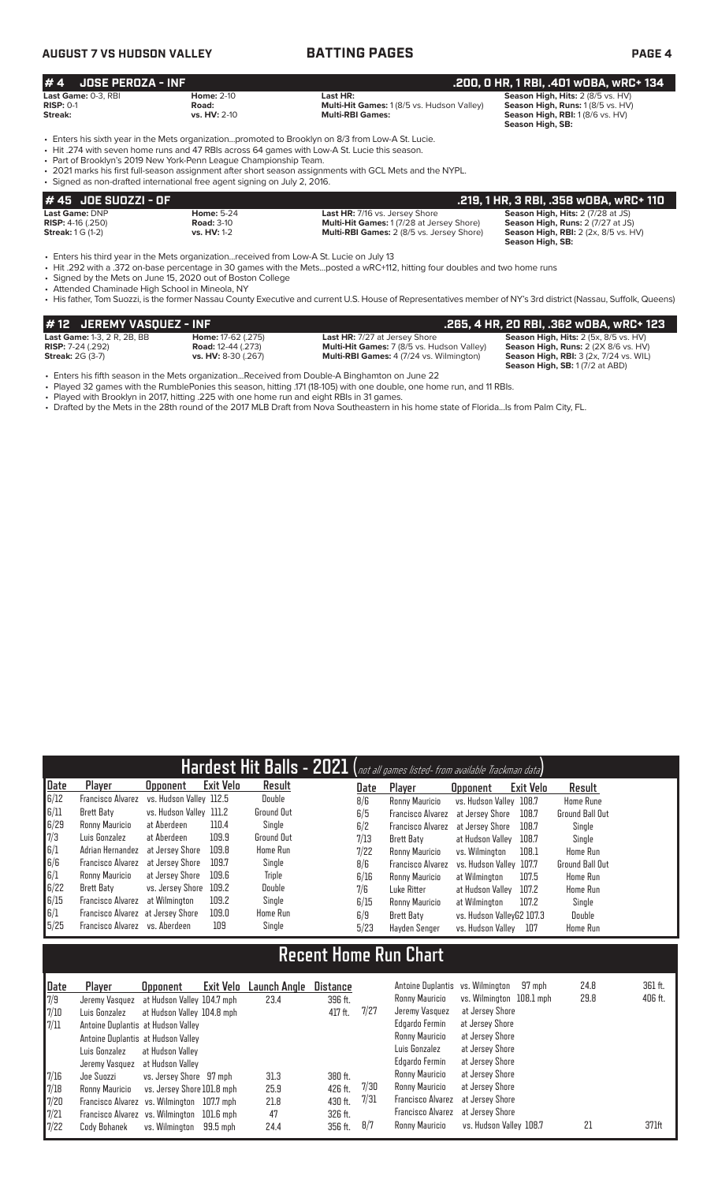## #4 JOSE PEROZA - INF

**.200, 0 HR, 1 RBI, .401 wOBA, wRC+ 134**

| | | | |
|---|---|---|---|
| **Last Game:** 0-3, RBI | **Home:** 2-10 | **Last HR:** | **Season High, Hits:** 2 (8/5 vs. HV) |
| **RISP:** 0-1 | **Road:** | **Multi-Hit Games:** 1 (8/5 vs. Hudson Valley) | **Season High, Runs:** 1 (8/5 vs. HV) |
| **Streak:** | **vs. HV:** 2-10 | **Multi-RBI Games:** | **Season High, RBI:** 1 (8/6 vs. HV) |
| | | | **Season High, SB:** |

- Enters his sixth year in the Mets organization...promoted to Brooklyn on 8/3 from Low-A St. Lucie.
- Hit .274 with seven home runs and 47 RBIs across 64 games with Low-A St. Lucie this season.
- Part of Brooklyn's 2019 New York-Penn League Championship Team.
- 2021 marks his first full-season assignment after short season assignments with GCL Mets and the NYPL.
- Signed as non-drafted international free agent signing on July 2, 2016.

## #45 JOE SUOZZI - OF

**.219, 1 HR, 3 RBI, .358 wOBA, wRC+ 110**

| | | | |
|---|---|---|---|
| **Last Game:** DNP | **Home:** 5-24 | **Last HR:** 7/16 vs. Jersey Shore | **Season High, Hits:** 2 (7/28 at JS) |
| **RISP:** 4-16 (.250) | **Road:** 3-10 | **Multi-Hit Games:** 1 (7/28 at Jersey Shore) | **Season High, Runs:** 2 (7/27 at JS) |
| **Streak:** 1 G (1-2) | **vs. HV:** 1-2 | **Multi-RBI Games:** 2 (8/5 vs. Jersey Shore) | **Season High, RBI:** 2 (2x, 8/5 vs. HV) |
| | | | **Season High, SB:** |

- Enters his third year in the Mets organization...received from Low-A St. Lucie on July 13
- Hit .292 with a .372 on-base percentage in 30 games with the Mets...posted a wRC+112, hitting four doubles and two home runs
- Signed by the Mets on June 15, 2020 out of Boston College
- Attended Chaminade High School in Mineola, NY
- His father, Tom Suozzi, is the former Nassau County Executive and current U.S. House of Representatives member of NY's 3rd district (Nassau, Suffolk, Queens)

## #12 JEREMY VASQUEZ - INF

**.265, 4 HR, 20 RBI, .362 wOBA, wRC+ 123**

| | | | |
|---|---|---|---|
| **Last Game:** 1-3, 2 R, 2B, BB | **Home:** 17-62 (.275) | **Last HR:** 7/27 at Jersey Shore | **Season High, Hits:** 2 (5x, 8/5 vs. HV) |
| **RISP:** 7-24 (.292) | **Road:** 12-44 (.273) | **Multi-Hit Games:** 7 (8/5 vs. Hudson Valley) | **Season High, Runs:** 2 (2X 8/6 vs. HV) |
| **Streak:** 2G (3-7) | **vs. HV:** 8-30 (.267) | **Multi-RBI Games:** 4 (7/24 vs. Wilmington) | **Season High, RBI:** 3 (2x, 7/24 vs. WIL) |
| | | | **Season High, SB:** 1 (7/2 at ABD) |

- Enters his fifth season in the Mets organization...Received from Double-A Binghamton on June 22
- Played 32 games with the RumblePonies this season, hitting .171 (18-105) with one double, one home run, and 11 RBIs.
- Played with Brooklyn in 2017, hitting .225 with one home run and eight RBIs in 31 games.
- Drafted by the Mets in the 28th round of the 2017 MLB Draft from Nova Southeastern in his home state of Florida...Is from Palm City, FL.

## Hardest Hit Balls - 2021 (not all games listed- from available Trackman data)

| Date | Player | Opponent | Exit Velo | Result | Date | Player | Opponent | Exit Velo | Result |
|---|---|---|---|---|---|---|---|---|---|
| 6/12 | Francisco Alvarez | vs. Hudson Valley | 112.5 | Double | 8/6 | Ronny Mauricio | vs. Hudson Valley | 108.7 | Home Rune |
| 6/11 | Brett Baty | vs. Hudson Valley | 111.2 | Ground Out | 6/5 | Francisco Alvarez | at Jersey Shore | 108.7 | Ground Ball Out |
| 6/29 | Ronny Mauricio | at Aberdeen | 110.4 | Single | 6/2 | Francisco Alvarez | at Jersey Shore | 108.7 | Single |
| 7/3 | Luis Gonzalez | at Aberdeen | 109.9 | Ground Out | 7/13 | Brett Baty | at Hudson Valley | 108.7 | Single |
| 6/1 | Adrian Hernandez | at Jersey Shore | 109.8 | Home Run | 7/22 | Ronny Mauricio | vs. Wilmington | 108.1 | Home Run |
| 6/6 | Francisco Alvarez | at Jersey Shore | 109.7 | Single | 8/6 | Francisco Alvarez | vs. Hudson Valley | 107.7 | Ground Ball Out |
| 6/1 | Ronny Mauricio | at Jersey Shore | 109.6 | Triple | 6/16 | Ronny Mauricio | at Wilmington | 107.5 | Home Run |
| 6/22 | Brett Baty | vs. Jersey Shore | 109.2 | Double | 7/6 | Luke Ritter | at Hudson Valley | 107.2 | Home Run |
| 6/15 | Francisco Alvarez | at Wilmington | 109.2 | Single | 6/15 | Ronny Mauricio | at Wilmington | 107.2 | Single |
| 6/1 | Francisco Alvarez | at Jersey Shore | 109.0 | Home Run | 6/9 | Brett Baty | vs. Hudson ValleyG2 | 107.3 | Double |
| 5/25 | Francisco Alvarez | vs. Aberdeen | 109 | Single | 5/23 | Hayden Senger | vs. Hudson Valley | 107 | Home Run |

## Recent Home Run Chart

| Date | Player | Opponent | Exit Velo | Launch Angle | Distance |
|---|---|---|---|---|---|
| 7/9 | Jeremy Vasquez | at Hudson Valley | 104.7 mph | 23.4 | 396 ft. |
| 7/10 | Luis Gonzalez | at Hudson Valley | 104.8 mph | | 417 ft. |
| 7/11 | Antoine Duplantis | at Hudson Valley | | | |
| | Antoine Duplantis | at Hudson Valley | | | |
| | Luis Gonzalez | at Hudson Valley | | | |
| | Jeremy Vasquez | at Hudson Valley | | | |
| 7/16 | Joe Suozzi | vs. Jersey Shore | 97 mph | 31.3 | 380 ft. |
| 7/18 | Ronny Mauricio | vs. Jersey Shore | 101.8 mph | 25.9 | 426 ft. |
| 7/20 | Francisco Alvarez | vs. Wilmington | 107.7 mph | 21.8 | 430 ft. |
| 7/21 | Francisco Alvarez | vs. Wilmington | 101.6 mph | 47 | 326 ft. |
| 7/22 | Cody Bohanek | vs. Wilmington | 99.5 mph | 24.4 | 356 ft. |
| | Antoine Duplantis | vs. Wilmington | 97 mph | 24.8 | 361 ft. |
| | Ronny Mauricio | vs. Wilmington | 108.1 mph | 29.8 | 406 ft. |
| 7/27 | Jeremy Vasquez | at Jersey Shore | | | |
| | Edgardo Fermin | at Jersey Shore | | | |
| | Ronny Mauricio | at Jersey Shore | | | |
| | Luis Gonzalez | at Jersey Shore | | | |
| | Edgardo Fermin | at Jersey Shore | | | |
| | Ronny Mauricio | at Jersey Shore | | | |
| 7/30 | Ronny Mauricio | at Jersey Shore | | | |
| 7/31 | Francisco Alvarez | at Jersey Shore | | | |
| | Francisco Alvarez | at Jersey Shore | | | |
| 8/7 | Ronny Mauricio | vs. Hudson Valley | 108.7 | 21 | 371ft |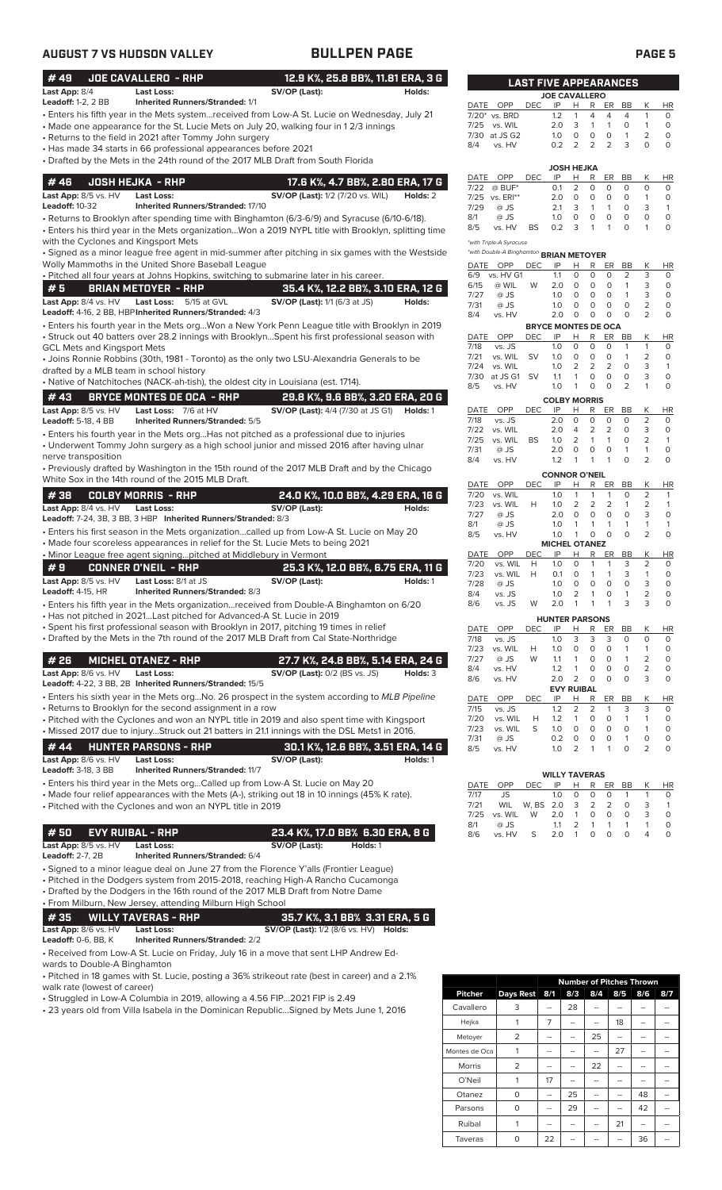## AUGUST 7 VS HUDSON VALLEY — BULLPEN PAGE

### #49 JOE CAVALLERO - RHP — 12.9 K%, 25.8 BB%, 11.81 ERA, 3 G

**Last App:** 8/4 **Last Loss:** **SV/OP (Last):** **Holds:**
**Leadoff:** 1-2, 2 BB **Inherited Runners/Stranded:** 1/1

- Enters his fifth year in the Mets system...received from Low-A St. Lucie on Wednesday, July 21
- Made one appearance for the St. Lucie Mets on July 20, walking four in 1 2/3 innings
- Returns to the field in 2021 after Tommy John surgery
- Has made 34 starts in 66 professional appearances before 2021
- Drafted by the Mets in the 24th round of the 2017 MLB Draft from South Florida

### #46 JOSH HEJKA - RHP — 17.6 K%, 4.7 BB%, 2.80 ERA, 17 G

**Last App:** 8/5 vs. HV **Last Loss:** **SV/OP (Last):** 1/2 (7/20 vs. WIL) **Holds:** 2
**Leadoff:** 10-32 **Inherited Runners/Stranded:** 17/10

- Returns to Brooklyn after spending time with Binghamton (6/3-6/9) and Syracuse (6/10-6/18).
- Enters his third year in the Mets organization...Won a 2019 NYPL title with Brooklyn, splitting time with the Cyclones and Kingsport Mets
- Signed as a minor league free agent in mid-summer after pitching in six games with the Westside Wolly Mammoths in the United Shore Baseball League
- Pitched all four years at Johns Hopkins, switching to submarine later in his career.

### #5 BRIAN METOYER - RHP — 35.4 K%, 12.2 BB%, 3.10 ERA, 12 G

**Last App:** 8/4 vs. HV **Last Loss:** 5/15 at GVL **SV/OP (Last):** 1/1 (6/3 at JS) **Holds:**
**Leadoff:** 4-16, 2 BB, HBP **Inherited Runners/Stranded:** 4/3

- Enters his fourth year in the Mets org...Won a New York Penn League title with Brooklyn in 2019
- Struck out 40 batters over 28.2 innings with Brooklyn...Spent his first professional season with GCL Mets and Kingsport Mets
- Joins Ronnie Robbins (30th, 1981 - Toronto) as the only two LSU-Alexandria Generals to be drafted by a MLB team in school history
- Native of Natchitoches (NACK-ah-tish), the oldest city in Louisiana (est. 1714).

### #43 BRYCE MONTES DE OCA - RHP — 29.8 K%, 9.6 BB%, 3.20 ERA, 20 G

**Last App:** 8/5 vs. HV **Last Loss:** 7/6 at HV **SV/OP (Last):** 4/4 (7/30 at JS G1) **Holds:** 1
**Leadoff:** 5-18, 4 BB **Inherited Runners/Stranded:** 5/5

- Enters his fourth year in the Mets org...Has not pitched as a professional due to injuries
- Underwent Tommy John surgery as a high school junior and missed 2016 after having ulnar nerve transposition
- Previously drafted by Washington in the 15th round of the 2017 MLB Draft and by the Chicago White Sox in the 14th round of the 2015 MLB Draft.

### #38 COLBY MORRIS - RHP — 24.0 K%, 10.0 BB%, 4.29 ERA, 16 G

**Last App:** 8/4 vs. HV **Last Loss:** **SV/OP (Last):** **Holds:**
**Leadoff:** 7-24, 3B, 3 BB, 3 HBP **Inherited Runners/Stranded:** 8/3

- Enters his first season in the Mets organization...called up from Low-A St. Lucie on May 20
- Made four scoreless appearances in relief for the St. Lucie Mets to being 2021
- Minor League free agent signing...pitched at Middlebury in Vermont

### #9 CONNER O'NEIL - RHP — 25.3 K%, 12.0 BB%, 6.75 ERA, 11 G

**Last App:** 8/5 vs. HV **Last Loss:** 8/1 at JS **SV/OP (Last):** **Holds:** 1
**Leadoff:** 4-15, HR **Inherited Runners/Stranded:** 8/3

- Enters his fifth year in the Mets organization...received from Double-A Binghamton on 6/20
- Has not pitched in 2021...Last pitched for Advanced-A St. Lucie in 2019
- Spent his first professional season with Brooklyn in 2017, pitching 19 times in relief
- Drafted by the Mets in the 7th round of the 2017 MLB Draft from Cal State-Northridge

### #26 MICHEL OTANEZ - RHP — 27.7 K%, 24.8 BB%, 5.14 ERA, 24 G

**Last App:** 8/6 vs. HV **Last Loss:** **SV/OP (Last):** 0/2 (BS vs. JS) **Holds:** 3
**Leadoff:** 4-22, 3 BB, 2B **Inherited Runners/Stranded:** 15/5

- Enters his sixth year in the Mets org...No. 26 prospect in the system according to *MLB Pipeline*
- Returns to Brooklyn for the second assignment in a row
- Pitched with the Cyclones and won an NYPL title in 2019 and also spent time with Kingsport
- Missed 2017 due to injury...Struck out 21 batters in 21.1 innings with the DSL Mets1 in 2016.

### #44 HUNTER PARSONS - RHP — 30.1 K%, 12.6 BB%, 3.51 ERA, 14 G

**Last App:** 8/6 vs. HV **Last Loss:** **SV/OP (Last):** **Holds:** 1
**Leadoff:** 3-18, 3 BB **Inherited Runners/Stranded:** 11/7

- Enters his third year in the Mets org...Called up from Low-A St. Lucie on May 20
- Made four relief appearances with the Mets (A-), striking out 18 in 10 innings (45% K rate).
- Pitched with the Cyclones and won an NYPL title in 2019

### #50 EVY RUIBAL - RHP — 23.4 K%, 17.0 BB% 6.30 ERA, 8 G

**Last App:** 8/5 vs. HV **Last Loss:** **SV/OP (Last):** **Holds:** 1
**Leadoff:** 2-7, 2B **Inherited Runners/Stranded:** 6/4

- Signed to a minor league deal on June 27 from the Florence Y'alls (Frontier League)
- Pitched in the Dodgers system from 2015-2018, reaching High-A Rancho Cucamonga
- Drafted by the Dodgers in the 16th round of the 2017 MLB Draft from Notre Dame
- From Milburn, New Jersey, attending Milburn High School

### #35 WILLY TAVERAS - RHP — 35.7 K%, 3.1 BB%, 3.31 ERA, 5 G

**Last App:** 8/6 vs. HV **Last Loss:** **SV/OP (Last):** 1/2 (8/6 vs. HV) **Holds:**
**Leadoff:** 0-6, BB, K **Inherited Runners/Stranded:** 2/2

- Received from Low-A St. Lucie on Friday, July 16 in a move that sent LHP Andrew Edwards to Double-A Binghamton
- Pitched in 18 games with St. Lucie, posting a 36% strikeout rate (best in career) and a 2.1% walk rate (lowest of career)
- Struggled in Low-A Columbia in 2019, allowing a 4.56 FIP...2021 FIP is 2.49
- 23 years old from Villa Isabela in the Dominican Republic...Signed by Mets June 1, 2016

## LAST FIVE APPEARANCES

**JOE CAVALLERO**

| DATE | OPP | DEC | IP | H | R | ER | BB | K | HR |
|---|---|---|---|---|---|---|---|---|---|
| 7/20* | vs. BRD | | 1.2 | 1 | 4 | 4 | 4 | 1 | 0 |
| 7/25 | vs. WIL | | 2.0 | 3 | 1 | 1 | 0 | 1 | 0 |
| 7/30 | at JS G2 | | 1.0 | 0 | 0 | 0 | 1 | 2 | 0 |
| 8/4 | vs. HV | | 0.2 | 2 | 2 | 2 | 3 | 0 | 0 |

**JOSH HEJKA**

| DATE | OPP | DEC | IP | H | R | ER | BB | K | HR |
|---|---|---|---|---|---|---|---|---|---|
| 7/22 | @ BUF* | | 0.1 | 2 | 0 | 0 | 0 | 0 | 0 |
| 7/25 | vs. ERI** | | 2.0 | 0 | 0 | 0 | 0 | 1 | 0 |
| 7/29 | @ JS | | 2.1 | 3 | 1 | 1 | 0 | 3 | 1 |
| 8/1 | @ JS | | 1.0 | 0 | 0 | 0 | 0 | 0 | 0 |
| 8/5 | vs. HV | BS | 0.2 | 3 | 1 | 1 | 0 | 1 | 0 |

*with Triple-A Syracuse
*with Double-A Binghamton

**BRIAN METOYER**

| DATE | OPP | DEC | IP | H | R | ER | BB | K | HR |
|---|---|---|---|---|---|---|---|---|---|
| 6/9 | vs. HV G1 | | 1.1 | 0 | 0 | 0 | 2 | 3 | 0 |
| 6/15 | @ WIL | W | 2.0 | 0 | 0 | 0 | 1 | 3 | 0 |
| 7/27 | @ JS | | 1.0 | 0 | 0 | 0 | 1 | 3 | 0 |
| 7/31 | @ JS | | 1.0 | 0 | 0 | 0 | 0 | 2 | 0 |
| 8/4 | vs. HV | | 2.0 | 0 | 0 | 0 | 0 | 2 | 0 |

**BRYCE MONTES DE OCA**

| DATE | OPP | DEC | IP | H | R | ER | BB | K | HR |
|---|---|---|---|---|---|---|---|---|---|
| 7/18 | vs. JS | | 1.0 | 0 | 0 | 0 | 1 | 1 | 0 |
| 7/21 | vs. WIL | SV | 1.0 | 0 | 0 | 0 | 1 | 2 | 0 |
| 7/24 | vs. WIL | | 1.0 | 2 | 2 | 2 | 0 | 3 | 1 |
| 7/30 | at JS G1 | SV | 1.1 | 1 | 0 | 0 | 0 | 3 | 0 |
| 8/5 | vs. HV | | 1.0 | 1 | 0 | 0 | 2 | 1 | 0 |

**COLBY MORRIS**

| DATE | OPP | DEC | IP | H | R | ER | BB | K | HR |
|---|---|---|---|---|---|---|---|---|---|
| 7/18 | vs. JS | | 2.0 | 0 | 0 | 0 | 0 | 2 | 0 |
| 7/22 | vs. WIL | | 2.0 | 4 | 2 | 2 | 0 | 2 | 0 |
| 7/25 | vs. WIL | BS | 1.0 | 2 | 1 | 1 | 0 | 2 | 1 |
| 7/31 | @ JS | | 2.0 | 0 | 0 | 0 | 1 | 1 | 0 |
| 8/4 | vs. HV | | 1.2 | 1 | 1 | 1 | 0 | 2 | 0 |

**CONNOR O'NEIL**

| DATE | OPP | DEC | IP | H | R | ER | BB | K | HR |
|---|---|---|---|---|---|---|---|---|---|
| 7/20 | vs. WIL | | 1.0 | 1 | 1 | 1 | 0 | 2 | 1 |
| 7/23 | vs. WIL | H | 1.0 | 2 | 2 | 2 | 1 | 2 | 1 |
| 7/27 | @ JS | | 2.0 | 0 | 0 | 0 | 0 | 3 | 0 |
| 8/1 | @ JS | | 1.0 | 1 | 1 | 1 | 1 | 1 | 1 |
| 8/5 | vs. HV | | 1.0 | 1 | 0 | 0 | 0 | 2 | 0 |

**MICHEL OTANEZ**

| DATE | OPP | DEC | IP | H | R | ER | BB | K | HR |
|---|---|---|---|---|---|---|---|---|---|
| 7/20 | vs. WIL | H | 1.0 | 0 | 1 | 1 | 3 | 2 | 0 |
| 7/23 | vs. WIL | H | 0.1 | 0 | 1 | 1 | 3 | 1 | 0 |
| 7/28 | @ JS | | 1.0 | 0 | 0 | 0 | 0 | 3 | 0 |
| 8/4 | vs. JS | | 1.0 | 2 | 1 | 0 | 1 | 2 | 0 |
| 8/6 | vs. JS | W | 2.0 | 1 | 1 | 1 | 3 | 3 | 0 |

**HUNTER PARSONS**

| DATE | OPP | DEC | IP | H | R | ER | BB | K | HR |
|---|---|---|---|---|---|---|---|---|---|
| 7/18 | vs. JS | | 1.0 | 3 | 3 | 3 | 0 | 0 | 0 |
| 7/23 | vs. WIL | H | 1.0 | 0 | 0 | 0 | 1 | 1 | 0 |
| 7/27 | @ JS | W | 1.1 | 1 | 0 | 0 | 1 | 2 | 0 |
| 8/4 | vs. HV | | 1.2 | 1 | 0 | 0 | 0 | 2 | 0 |
| 8/6 | vs. HV | | 2.0 | 2 | 0 | 0 | 0 | 3 | 0 |

**EVY RUIBAL**

| DATE | OPP | DEC | IP | H | R | ER | BB | K | HR |
|---|---|---|---|---|---|---|---|---|---|
| 7/15 | vs. JS | | 1.2 | 2 | 2 | 1 | 3 | 3 | 0 |
| 7/20 | vs. WIL | H | 1.2 | 1 | 0 | 0 | 1 | 1 | 0 |
| 7/23 | vs. WIL | S | 1.0 | 0 | 0 | 0 | 0 | 1 | 0 |
| 7/31 | @ JS | | 0.2 | 0 | 0 | 0 | 1 | 0 | 0 |
| 8/5 | vs. HV | | 1.0 | 2 | 1 | 1 | 0 | 2 | 0 |

**WILLY TAVERAS**

| DATE | OPP | DEC | IP | H | R | ER | BB | K | HR |
|---|---|---|---|---|---|---|---|---|---|
| 7/17 | JS | | 1.0 | 0 | 0 | 0 | 1 | 1 | 0 |
| 7/21 | WIL | W, BS | 2.0 | 3 | 2 | 2 | 0 | 3 | 1 |
| 7/25 | vs. WIL | W | 2.0 | 1 | 0 | 0 | 0 | 3 | 0 |
| 8/1 | @ JS | | 1.1 | 2 | 1 | 1 | 1 | 1 | 0 |
| 8/6 | vs. HV | S | 2.0 | 1 | 0 | 0 | 0 | 4 | 0 |

## Number of Pitches Thrown

| Pitcher | Days Rest | 8/1 | 8/3 | 8/4 | 8/5 | 8/6 | 8/7 |
|---|---|---|---|---|---|---|---|
| Cavallero | 3 | -- | 28 | -- | -- | -- | -- |
| Hejka | 1 | 7 | -- | -- | 18 | -- | -- |
| Metoyer | 2 | -- | -- | 25 | -- | -- | -- |
| Montes de Oca | 1 | -- | -- | -- | 27 | -- | -- |
| Morris | 2 | -- | -- | 22 | -- | -- | -- |
| O'Neil | 1 | 17 | -- | -- | -- | -- | -- |
| Otanez | 0 | -- | 25 | -- | -- | 48 | -- |
| Parsons | 0 | -- | 29 | -- | -- | 42 | -- |
| Ruibal | 1 | -- | -- | -- | 21 | -- | -- |
| Taveras | 0 | 22 | -- | -- | -- | 36 | -- |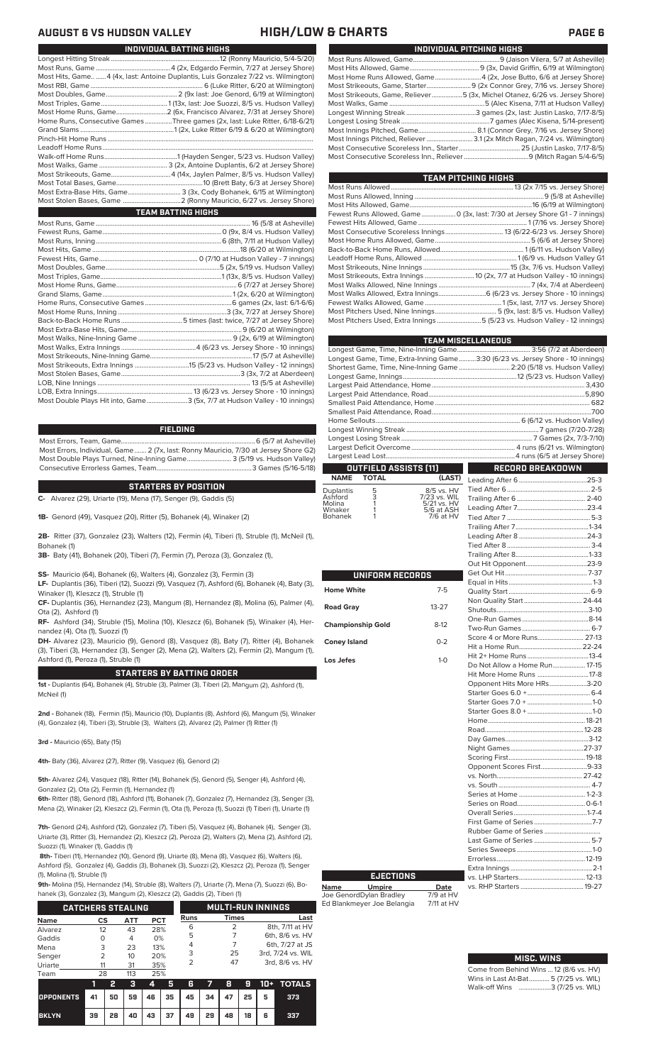# AUGUST 6 VS HUDSON VALLEY — HIGH/LOW & CHARTS

## INDIVIDUAL BATTING HIGHS

Longest Hitting Streak......12 (Ronny Mauricio, 5/4-5/20)
Most Runs, Game......4 (2x, Edgardo Fermin, 7/27 at Jersey Shore)
Most Hits, Game......4 (4x, last: Antoine Duplantis, Luis Gonzalez 7/22 vs. Wilmington)
Most RBI, Game......6 (Luke Ritter, 6/20 at Wilmington)
Most Doubles, Game......2 (9x last: Joe Genord, 6/19 at Wilmington)
Most Triples, Game......1 (13x, last: Joe Suozzi, 8/5 vs. Hudson Valley)
Most Home Runs, Game......2 (6x, Francisco Alvarez, 7/31 at Jersey Shore)
Home Runs, Consecutive Games......Three games (2x, last: Luke Ritter, 6/18-6/21)
Grand Slams......1 (2x, Luke Ritter 6/19 & 6/20 at Wilmington)
Pinch-Hit Home Runs......
Leadoff Home Runs......
Walk-off Home Runs......1 (Hayden Senger, 5/23 vs. Hudson Valley)
Most Walks, Game......3 (2x, Antoine Duplantis, 6/2 at Jersey Shore)
Most Strikeouts, Game......4 (14x, Jaylen Palmer, 8/5 vs. Hudson Valley)
Most Total Bases, Game......10 (Brett Baty, 6/3 at Jersey Shore)
Most Extra-Base Hits, Game......3 (3x, Cody Bohanek, 6/15 at Wilmington)
Most Stolen Bases, Game......2 (Ronny Mauricio, 6/27 vs. Jersey Shore)

## TEAM BATTING HIGHS

Most Runs, Game......16 (5/8 at Asheville)
Fewest Runs, Game......0 (9x, 8/4 vs. Hudson Valley)
Most Runs, Inning......6 (8th, 7/11 at Hudson Valley)
Most Hits, Game......18 (6/20 at Wilmington)
Fewest Hits, Game......0 (7/10 at Hudson Valley - 7 innings)
Most Doubles, Game......5 (2x, 5/19 vs. Hudson Valley)
Most Triples, Game......1 (13x, 8/5 vs. Hudson Valley)
Most Home Runs, Game......6 (7/27 at Jersey Shore)
Grand Slams, Game......1 (2x, 6/20 at Wilmington)
Home Runs, Consecutive Games......6 games (2x, last: 6/1-6/6)
Most Home Runs, Inning......3 (3x, 7/27 at Jersey Shore)
Back-to-Back Home Runs......5 times (last: twice, 7/27 at Jersey Shore)
Most Extra-Base Hits, Game......9 (6/20 at Wilmington)
Most Walks, Nine-Inning Game......9 (2x, 6/19 at Wilmington)
Most Walks, Extra Innings......4 (6/23 vs. Jersey Shore - 10 innings)
Most Strikeouts, Nine-Inning Game......17 (5/7 at Asheville)
Most Strikeouts, Extra Innings......15 (5/23 vs. Hudson Valley - 12 innings)
Most Stolen Bases, Game......3 (3x, 7/2 at Aberdeen)
LOB, Nine Innings......13 (5/5 at Asheville)
LOB, Extra Innings......13 (6/23 vs. Jersey Shore - 10 innings)
Most Double Plays Hit into, Game......3 (5x, 7/7 at Hudson Valley - 10 innings)

## FIELDING

Most Errors, Team, Game......6 (5/7 at Asheville)
Most Errors, Individual, Game......2 (7x, last: Ronny Mauricio, 7/30 at Jersey Shore G2)
Most Double Plays Turned, Nine-Inning Game......3 (5/19 vs. Hudson Valley)
Consecutive Errorless Games, Team......3 Games (5/16-5/18)

## STARTERS BY POSITION

**C-** Alvarez (29), Uriarte (19), Mena (17), Senger (9), Gaddis (5)

**1B-** Genord (49), Vasquez (20), Ritter (5), Bohanek (4), Winaker (2)

**2B-** Ritter (37), Gonzalez (23), Walters (12), Fermin (4), Tiberi (1), Struble (1), McNeil (1), Bohanek (1)

**3B-** Baty (41), Bohanek (20), Tiberi (7), Fermin (7), Peroza (3), Gonzalez (1),

**SS-** Mauricio (64), Bohanek (6), Walters (4), Gonzalez (3), Fermin (3)

**LF-** Duplantis (36), Tiberi (12), Suozzi (9), Vasquez (7), Ashford (6), Bohanek (4), Baty (3), Winaker (1), Kleszcz (1), Struble (1)

**CF-** Duplantis (36), Hernandez (23), Mangum (8), Hernandez (8), Molina (6), Palmer (4), Ota (2), Ashford (1)

**RF-** Ashford (34), Struble (15), Molina (10), Kleszcz (6), Bohanek (5), Winaker (4), Hernandez (4), Ota (1), Suozzi (1)

**DH-** Alvarez (23), Mauricio (9), Genord (8), Vasquez (8), Baty (7), Ritter (4), Bohanek (3), Tiberi (3), Hernandez (3), Senger (2), Mena (2), Walters (2), Fermin (2), Mangum (1), Ashford (1), Peroza (1), Struble (1)

## STARTERS BY BATTING ORDER

**1st -** Duplantis (64), Bohanek (4), Struble (3), Palmer (3), Tiberi (2), Mangum (2), Ashford (1), McNeil (1)

**2nd -** Bohanek (18), Fermin (15), Mauricio (10), Duplantis (8), Ashford (6), Mangum (5), Winaker (4), Gonzalez (4), Tiberi (3), Struble (3), Walters (2), Alvarez (2), Palmer (1) Ritter (1)

**3rd -** Mauricio (65), Baty (15)

**4th-** Baty (36), Alvarez (27), Ritter (9), Vasquez (6), Genord (2)

**5th-** Alvarez (24), Vasquez (18), Ritter (14), Bohanek (5), Genord (5), Senger (4), Ashford (4), Gonzalez (2), Ota (2), Fermin (1), Hernandez (1)

**6th-** Ritter (18), Genord (18), Ashford (11), Bohanek (7), Gonzalez (7), Hernandez (3), Senger (3), Mena (2), Winaker (2), Kleszcz (2), Fermin (1), Ota (1), Peroza (1), Suozzi (1) Tiberi (1), Uriarte (1)

**7th-** Genord (24), Ashford (12), Gonzalez (7), Tiberi (5), Vasquez (4), Bohanek (4), Senger (3), Uriarte (3), Ritter (3), Hernandez (2), Kleszcz (2), Peroza (2), Walters (2), Mena (2), Ashford (2), Suozzi (1), Winaker (1), Gaddis (1)

**8th-** Tiberi (11), Hernandez (10), Genord (9), Uriarte (8), Mena (8), Vasquez (6), Walters (6), Ashford (5), Gonzalez (4), Gaddis (3), Bohanek (3), Suozzi (2), Kleszcz (2), Peroza (1), Senger (1), Molina (1), Struble (1)

**9th-** Molina (15), Hernandez (14), Struble (8), Walters (7), Uriarte (7), Mena (7), Suozzi (6), Bohanek (3), Gonzalez (3), Mangum (2), Kleszcz (2), Gaddis (2), Tiberi (1)

## CATCHERS STEALING

| Name | CS | ATT | PCT |
|---|---|---|---|
| Alvarez | 12 | 43 | 28% |
| Gaddis | 0 | 4 | 0% |
| Mena | 3 | 23 | 13% |
| Senger | 2 | 10 | 20% |
| Uriarte | 11 | 31 | 35% |
| Team | 28 | 113 | 25% |

## MULTI-RUN INNINGS

| Runs | Times | Last |
|---|---|---|
| 6 | 2 | 8th, 7/11 at HV |
| 5 | 7 | 6th, 8/6 vs. HV |
| 4 | 7 | 6th, 7/27 at JS |
| 3 | 25 | 3rd, 7/24 vs. WIL |
| 2 | 47 | 3rd, 8/6 vs. HV |

| | 1 | 2 | 3 | 4 | 5 | 6 | 7 | 8 | 9 | 10+ | TOTALS |
|---|---|---|---|---|---|---|---|---|---|---|---|
| OPPONENTS | 41 | 50 | 59 | 46 | 35 | 45 | 34 | 47 | 25 | 5 | 373 |
| BKLYN | 39 | 28 | 40 | 43 | 37 | 49 | 29 | 48 | 18 | 6 | 337 |

## INDIVIDUAL PITCHING HIGHS

Most Runs Allowed, Game......9 (Jaison Vilera, 5/7 at Asheville)
Most Hits Allowed, Game......9 (3x, David Griffin, 6/19 at Wilmington)
Most Home Runs Allowed, Game......4 (2x, Jose Butto, 6/6 at Jersey Shore)
Most Strikeouts, Game, Starter......9 (2x Connor Grey, 7/16 vs. Jersey Shore)
Most Strikeouts, Game, Reliever......5 (3x, Michel Otanez, 6/26 vs. Jersey Shore)
Most Walks, Game......5 (Alec Kisena, 7/11 at Hudson Valley)
Longest Winning Streak......3 games (2x, last: Justin Lasko, 7/17-8/5)
Longest Losing Streak......7 games (Alec Kisena, 5/14-present)
Most Innings Pitched, Game......8.1 (Connor Grey, 7/16 vs. Jersey Shore)
Most Innings Pitched, Reliever......3.1 (2x (Mitch Ragan, 7/24 vs. Wilmington)
Most Consecutive Scoreless Inn., Starter......25 (Justin Lasko, 7/17-8/5)
Most Consecutive Scoreless Inn., Reliever......9 (Mitch Ragan 5/4-6/5)

## TEAM PITCHING HIGHS

Most Runs Allowed......13 (2x 7/15 vs. Jersey Shore)
Most Runs Allowed, Inning......9 (5/8 at Asheville)
Most Hits Allowed, Game......16 (6/19 at Wilmington)
Fewest Runs Allowed, Game......0 (3x, last: 7/30 at Jersey Shore G1 - 7 innings)
Fewest Hits Allowed, Game......1 (7/16 vs. Jersey Shore)
Most Consecutive Scoreless Innings......13 (6/22-6/23 vs. Jersey Shore)
Most Home Runs Allowed, Game......5 (6/6 at Jersey Shore)
Back-to-Back Home Runs, Allowed......1 (6/11 vs. Hudson Valley)
Leadoff Home Runs, Allowed......1 (6/9 vs. Hudson Valley G1
Most Strikeouts, Nine Innings......15 (3x, 7/6 vs. Hudson Valley)
Most Strikeouts, Extra Innings......10 (2x, 7/7 at Hudson Valley - 10 innings)
Most Walks Allowed, Nine Innings......7 (4x, 7/4 at Aberdeen)
Most Walks Allowed, Extra Innings......6 (6/23 vs. Jersey Shore - 10 innings)
Fewest Walks Allowed, Game......1 (5x, last, 7/17 vs. Jersey Shore)
Most Pitchers Used, Nine Innings......5 (9x, last: 8/5 vs. Hudson Valley)
Most Pitchers Used, Extra Innings......5 (5/23 vs. Hudson Valley - 12 innings)

## TEAM MISCELLANEOUS

Longest Game, Time, Nine-Inning Game......3:56 (7/2 at Aberdeen)
Longest Game, Time, Extra-Inning Game......3:30 (6/23 vs. Jersey Shore - 10 innings)
Shortest Game, Time, Nine-Inning Game......2:20 (5/18 vs. Hudson Valley)
Longest Game, Innings......12 (5/23 vs. Hudson Valley)
Largest Paid Attendance, Home......3,430
Largest Paid Attendance, Road......5,890
Smallest Paid Attendance, Home......682
Smallest Paid Attendance, Road......700
Home Sellouts......6 (6/12 vs. Hudson Valley)
Longest Winning Streak......7 games (7/20-7/28)
Longest Losing Streak......7 Games (2x, 7/3-7/10)
Largest Deficit Overcome......4 runs (6/21 vs. Wilmington)
Largest Lead Lost......4 runs (6/5 at Jersey Shore)

## OUTFIELD ASSISTS (11)

| NAME | TOTAL | (LAST) |
|---|---|---|
| Duplantis | 5 | 8/5 vs. HV |
| Ashford | 3 | 7/23 vs. WIL |
| Molina | 1 | 5/21 vs. HV |
| Winaker | 1 | 5/6 at ASH |
| Bohanek | 1 | 7/6 at HV |

## UNIFORM RECORDS

| | |
|---|---|
| Home White | 7-5 |
| Road Gray | 13-27 |
| Championship Gold | 8-12 |
| Coney Island | 0-2 |
| Los Jefes | 1-0 |

## EJECTIONS

| Name | Umpire | Date |
|---|---|---|
| Joe Genord | Dylan Bradley | 7/9 at HV |
| Ed Blankmeyer | Joe Belangia | 7/11 at HV |

## RECORD BREAKDOWN

Leading After 6......25-3
Tied After 6......2-5
Trailing After 6......2-40
Leading After 7......23-4
Tied After 7......5-3
Trailing After 7......1-34
Leading After 8......24-3
Tied After 8......3-4
Trailing After 8......1-33
Out Hit Opponent......23-9
Get Out Hit......7-37
Equal in Hits......1-3
Quality Start......6-9
Non Quality Start......24-44
Shutouts......3-10
One-Run Games......8-14
Two-Run Games......6-7
Score 4 or More Runs......27-13
Hit a Home Run......22-24
Hit 2+ Home Runs......13-4
Do Not Allow a Home Run......17-15
Hit More Home Runs......17-8
Opponent Hits More HRs......3-20
Starter Goes 6.0 +......6-4
Starter Goes 7.0 +......1-0
Starter Goes 8.0 +......1-0
Home......18-21
Road......12-28
Day Games......3-12
Night Games......27-37
Scoring First......19-18
Opponent Scores First......9-33
vs. North......27-42
vs. South......4-7
Series at Home......1-2-3
Series on Road......0-6-1
Overall Series......1-7-4
First Game of Series......7-7
Rubber Game of Series......
Last Game of Series......5-7
Series Sweeps......1-0
Errorless......12-19
Extra Innings......2-1
vs. LHP Starters......12-13
vs. RHP Starters......19-27

## MISC. WINS

Come from Behind Wins......12 (8/6 vs. HV)
Wins in Last At-Bat......5 (7/25 vs. WIL)
Walk-off Wins......3 (7/25 vs. WIL)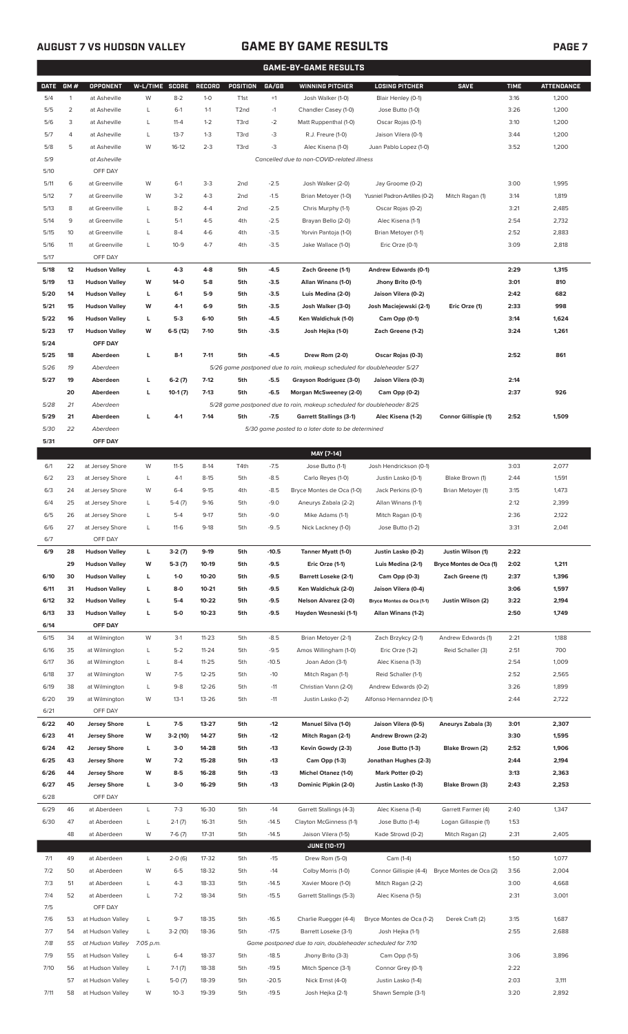## AUGUST 7 VS HUDSON VALLEY

# GAME BY GAME RESULTS

### GAME-BY-GAME RESULTS

| DATE | GM # | OPPONENT | W-L/TIME | SCORE | RECORD | POSITION | GA/GB | WINNING PITCHER | LOSING PITCHER | SAVE | TIME | ATTENDANCE |
|---|---|---|---|---|---|---|---|---|---|---|---|---|
| 5/4 | 1 | at Asheville | W | 8-2 | 1-0 | T1st | +1 | Josh Walker (1-0) | Blair Henley (0-1) | | 3:16 | 1,200 |
| 5/5 | 2 | at Asheville | L | 6-1 | 1-1 | T2nd | -1 | Chandler Casey (1-0) | Jose Butto (1-0) | | 3:26 | 1,200 |
| 5/6 | 3 | at Asheville | L | 11-4 | 1-2 | T3rd | -2 | Matt Ruppenthal (1-0) | Oscar Rojas (0-1) | | 3:10 | 1,200 |
| 5/7 | 4 | at Asheville | L | 13-7 | 1-3 | T3rd | -3 | R.J. Freure (1-0) | Jaison Vilera (0-1) | | 3:44 | 1,200 |
| 5/8 | 5 | at Asheville | W | 16-12 | 2-3 | T3rd | -3 | Alec Kisena (1-0) | Juan Pablo Lopez (1-0) | | 3:52 | 1,200 |
| 5/9 | | *at Asheville* | | | | | | *Cancelled due to non-COVID-related illness* | | | | |
| 5/10 | | OFF DAY | | | | | | | | | | |
| 5/11 | 6 | at Greenville | W | 6-1 | 3-3 | 2nd | -2.5 | Josh Walker (2-0) | Jay Groome (0-2) | | 3:00 | 1,995 |
| 5/12 | 7 | at Greenville | W | 3-2 | 4-3 | 2nd | -1.5 | Brian Metoyer (1-0) | Yusniel Padron-Artilles (0-2) | Mitch Ragan (1) | 3:14 | 1,819 |
| 5/13 | 8 | at Greenville | L | 8-2 | 4-4 | 2nd | -2.5 | Chris Murphy (1-1) | Oscar Rojas (0-2) | | 3:21 | 2,485 |
| 5/14 | 9 | at Greenville | L | 5-1 | 4-5 | 4th | -2.5 | Brayan Bello (2-0) | Alec Kisena (1-1) | | 2:54 | 2,732 |
| 5/15 | 10 | at Greenville | L | 8-4 | 4-6 | 4th | -3.5 | Yorvin Pantoja (1-0) | Brian Metoyer (1-1) | | 2:52 | 2,883 |
| 5/16 | 11 | at Greenville | L | 10-9 | 4-7 | 4th | -3.5 | Jake Wallace (1-0) | Eric Orze (0-1) | | 3:09 | 2,818 |
| 5/17 | | OFF DAY | | | | | | | | | | |
| **5/18** | **12** | **Hudson Valley** | **L** | **4-3** | **4-8** | **5th** | **-4.5** | **Zach Greene (1-1)** | **Andrew Edwards (0-1)** | | **2:29** | **1,315** |
| **5/19** | **13** | **Hudson Valley** | **W** | **14-0** | **5-8** | **5th** | **-3.5** | **Allan Winans (1-0)** | **Jhony Brito (0-1)** | | **3:01** | **810** |
| **5/20** | **14** | **Hudson Valley** | **L** | **6-1** | **5-9** | **5th** | **-3.5** | **Luis Medina (2-0)** | **Jaison Vilera (0-2)** | | **2:42** | **682** |
| **5/21** | **15** | **Hudson Valley** | **W** | **4-1** | **6-9** | **5th** | **-3.5** | **Josh Walker (3-0)** | **Josh Maciejewski (2-1)** | **Eric Orze (1)** | **2:33** | **998** |
| **5/22** | **16** | **Hudson Valley** | **L** | **5-3** | **6-10** | **5th** | **-4.5** | **Ken Waldichuk (1-0)** | **Cam Opp (0-1)** | | **3:14** | **1,624** |
| **5/23** | **17** | **Hudson Valley** | **W** | **6-5 (12)** | **7-10** | **5th** | **-3.5** | **Josh Hejka (1-0)** | **Zach Greene (1-2)** | | **3:24** | **1,261** |
| **5/24** | | **OFF DAY** | | | | | | | | | | |
| **5/25** | **18** | **Aberdeen** | **L** | **8-1** | **7-11** | **5th** | **-4.5** | **Drew Rom (2-0)** | **Oscar Rojas (0-3)** | | **2:52** | **861** |
| *5/26* | *19* | *Aberdeen* | | | | | | *5/26 game postponed due to rain, makeup scheduled for doubleheader 5/27* | | | | |
| **5/27** | **19** | **Aberdeen** | **L** | **6-2 (7)** | **7-12** | **5th** | **-5.5** | **Grayson Rodriguez (3-0)** | **Jaison Vilera (0-3)** | | **2:14** | |
| | **20** | **Aberdeen** | **L** | **10-1 (7)** | **7-13** | **5th** | **-6.5** | **Morgan McSweeney (2-0)** | **Cam Opp (0-2)** | | **2:37** | **926** |
| *5/28* | *21* | *Aberdeen* | | | | | | *5/28 game postponed due to rain, makeup scheduled for doubleheader 8/25* | | | | |
| **5/29** | **21** | **Aberdeen** | **L** | **4-1** | **7-14** | **5th** | **-7.5** | **Garrett Stallings (3-1)** | **Alec Kisena (1-2)** | **Connor Gillispie (1)** | **2:52** | **1,509** |
| *5/30* | *22* | *Aberdeen* | | | | | | *5/30 game posted to a later date to be determined* | | | | |
| **5/31** | | **OFF DAY** | | | | | | | | | | |
| | | | | | | | | **MAY [7-14]** | | | | |
| 6/1 | 22 | at Jersey Shore | W | 11-5 | 8-14 | T4th | -7.5 | Jose Butto (1-1) | Josh Hendrickson (0-1) | | 3:03 | 2,077 |
| 6/2 | 23 | at Jersey Shore | L | 4-1 | 8-15 | 5th | -8.5 | Carlo Reyes (1-0) | Justin Lasko (0-1) | Blake Brown (1) | 2:44 | 1,591 |
| 6/3 | 24 | at Jersey Shore | W | 6-4 | 9-15 | 4th | -8.5 | Bryce Montes de Oca (1-0) | Jack Perkins (0-1) | Brian Metoyer (1) | 3:15 | 1,473 |
| 6/4 | 25 | at Jersey Shore | L | 5-4 (7) | 9-16 | 5th | -9.0 | Aneurys Zabala (2-2) | Allan Winans (1-1) | | 2:12 | 2,399 |
| 6/5 | 26 | at Jersey Shore | L | 5-4 | 9-17 | 5th | -9.0 | Mike Adams (1-1) | Mitch Ragan (0-1) | | 2:36 | 2,122 |
| 6/6 | 27 | at Jersey Shore | L | 11-6 | 9-18 | 5th | -9..5 | Nick Lackney (1-0) | Jose Butto (1-2) | | 3:31 | 2,041 |
| 6/7 | | OFF DAY | | | | | | | | | | |
| **6/9** | **28** | **Hudson Valley** | **L** | **3-2 (7)** | **9-19** | **5th** | **-10.5** | **Tanner Myatt (1-0)** | **Justin Lasko (0-2)** | **Justin Wilson (1)** | **2:22** | |
| | **29** | **Hudson Valley** | **W** | **5-3 (7)** | **10-19** | **5th** | **-9.5** | **Eric Orze (1-1)** | **Luis Medina (2-1)** | **Bryce Montes de Oca (1)** | **2:02** | **1,211** |
| **6/10** | **30** | **Hudson Valley** | **L** | **1-0** | **10-20** | **5th** | **-9.5** | **Barrett Loseke (2-1)** | **Cam Opp (0-3)** | **Zach Greene (1)** | **2:37** | **1,396** |
| **6/11** | **31** | **Hudson Valley** | **L** | **8-0** | **10-21** | **5th** | **-9.5** | **Ken Waldichuk (2-0)** | **Jaison Vilera (0-4)** | | **3:06** | **1,597** |
| **6/12** | **32** | **Hudson Valley** | **L** | **5-4** | **10-22** | **5th** | **-9.5** | **Nelson Alvarez (2-0)** | **Bryce Montes de Oca (1-1)** | **Justin Wilson (2)** | **3:22** | **2,194** |
| **6/13** | **33** | **Hudson Valley** | **L** | **5-0** | **10-23** | **5th** | **-9.5** | **Hayden Wesneski (1-1)** | **Allan Winans (1-2)** | | **2:50** | **1,749** |
| **6/14** | | **OFF DAY** | | | | | | | | | | |
| 6/15 | 34 | at Wilmington | W | 3-1 | 11-23 | 5th | -8.5 | Brian Metoyer (2-1) | Zach Brzykcy (2-1) | Andrew Edwards (1) | 2:21 | 1,188 |
| 6/16 | 35 | at Wilmington | L | 5-2 | 11-24 | 5th | -9.5 | Amos Willingham (1-0) | Eric Orze (1-2) | Reid Schaller (3) | 2:51 | 700 |
| 6/17 | 36 | at Wilmington | L | 8-4 | 11-25 | 5th | -10.5 | Joan Adon (3-1) | Alec Kisena (1-3) | | 2:54 | 1,009 |
| 6/18 | 37 | at Wilmington | W | 7-5 | 12-25 | 5th | -10 | Mitch Ragan (1-1) | Reid Schaller (1-1) | | 2:52 | 2,565 |
| 6/19 | 38 | at Wilmington | L | 9-8 | 12-26 | 5th | -11 | Christian Vann (2-0) | Andrew Edwards (0-2) | | 3:26 | 1,899 |
| 6/20 | 39 | at Wilmington | W | 13-1 | 13-26 | 5th | -11 | Justin Lasko (1-2) | Alfonso Hernanndez (0-1) | | 2:44 | 2,722 |
| 6/21 | | OFF DAY | | | | | | | | | | |
| **6/22** | **40** | **Jersey Shore** | **L** | **7-5** | **13-27** | **5th** | **-12** | **Manuel Silva (1-0)** | **Jaison Vilera (0-5)** | **Aneurys Zabala (3)** | **3:01** | **2,307** |
| **6/23** | **41** | **Jersey Shore** | **W** | **3-2 (10)** | **14-27** | **5th** | **-12** | **Mitch Ragan (2-1)** | **Andrew Brown (2-2)** | | **3:30** | **1,595** |
| **6/24** | **42** | **Jersey Shore** | **L** | **3-0** | **14-28** | **5th** | **-13** | **Kevin Gowdy (2-3)** | **Jose Butto (1-3)** | **Blake Brown (2)** | **2:52** | **1,906** |
| **6/25** | **43** | **Jersey Shore** | **W** | **7-2** | **15-28** | **5th** | **-13** | **Cam Opp (1-3)** | **Jonathan Hughes (2-3)** | | **2:44** | **2,194** |
| **6/26** | **44** | **Jersey Shore** | **W** | **8-5** | **16-28** | **5th** | **-13** | **Michel Otanez (1-0)** | **Mark Potter (0-2)** | | **3:13** | **2,363** |
| **6/27** | **45** | **Jersey Shore** | **L** | **3-0** | **16-29** | **5th** | **-13** | **Dominic Pipkin (2-0)** | **Justin Lasko (1-3)** | **Blake Brown (3)** | **2:43** | **2,253** |
| 6/28 | | OFF DAY | | | | | | | | | | |
| 6/29 | 46 | at Aberdeen | L | 7-3 | 16-30 | 5th | -14 | Garrett Stallings (4-3) | Alec Kisena (1-4) | Garrett Farmer (4) | 2:40 | 1,347 |
| 6/30 | 47 | at Aberdeen | L | 2-1 (7) | 16-31 | 5th | -14.5 | Clayton McGinness (1-1) | Jose Butto (1-4) | Logan Gillaspie (1) | 1:53 | |
| | 48 | at Aberdeen | W | 7-6 (7) | 17-31 | 5th | -14.5 | Jaison Vilera (1-5) | Kade Strowd (0-2) | Mitch Ragan (2) | 2:31 | 2,405 |
| | | | | | | | | **JUNE [10-17]** | | | | |
| 7/1 | 49 | at Aberdeen | L | 2-0 (6) | 17-32 | 5th | -15 | Drew Rom (5-0) | Cam (1-4) | | 1:50 | 1,077 |
| 7/2 | 50 | at Aberdeen | W | 6-5 | 18-32 | 5th | -14 | Colby Morris (1-0) | Connor Gillispie (4-4) | Bryce Montes de Oca (2) | 3:56 | 2,004 |
| 7/3 | 51 | at Aberdeen | L | 4-3 | 18-33 | 5th | -14.5 | Xavier Moore (1-0) | Mitch Ragan (2-2) | | 3:00 | 4,668 |
| 7/4 | 52 | at Aberdeen | L | 7-2 | 18-34 | 5th | -15.5 | Garrett Stallings (5-3) | Alec Kisena (1-5) | | 2:31 | 3,001 |
| 7/5 | | OFF DAY | | | | | | | | | | |
| 7/6 | 53 | at Hudson Valley | L | 9-7 | 18-35 | 5th | -16.5 | Charlie Ruegger (4-4) | Bryce Montes de Oca (1-2) | Derek Craft (2) | 3:15 | 1,687 |
| 7/7 | 54 | at Hudson Valley | L | 3-2 (10) | 18-36 | 5th | -17.5 | Barrett Loseke (3-1) | Josh Hejka (1-1) | | 2:55 | 2,688 |
| *7/8* | *55* | *at Hudson Valley* | *7:05 p.m.* | | | | | *Game postponed due to rain, doubleheader scheduled for 7/10* | | | | |
| 7/9 | 55 | at Hudson Valley | L | 6-4 | 18-37 | 5th | -18.5 | Jhony Brito (3-3) | Cam Opp (1-5) | | 3:06 | 3,896 |
| 7/10 | 56 | at Hudson Valley | L | 7-1 (7) | 18-38 | 5th | -19.5 | Mitch Spence (3-1) | Connor Grey (0-1) | | 2:22 | |
| | 57 | at Hudson Valley | L | 5-0 (7) | 18-39 | 5th | -20.5 | Nick Ernst (4-0) | Justin Lasko (1-4) | | 2:03 | 3,111 |
| 7/11 | 58 | at Hudson Valley | W | 10-3 | 19-39 | 5th | -19.5 | Josh Hejka (2-1) | Shawn Semple (3-1) | | 3:20 | 2,892 |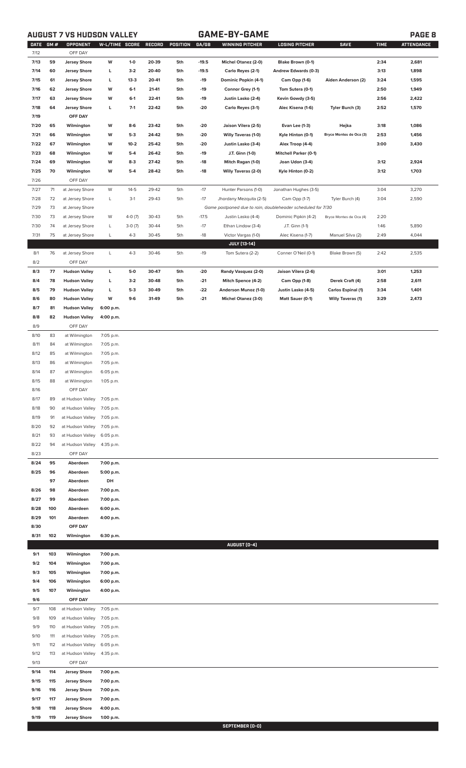## AUGUST 7 VS HUDSON VALLEY — GAME-BY-GAME

| DATE | GM # | OPPONENT | W-L/TIME | SCORE | RECORD | POSITION | GA/GB | WINNING PITCHER | LOSING PITCHER | SAVE | TIME | ATTENDANCE |
|---|---|---|---|---|---|---|---|---|---|---|---|---|
| 7/12 | | OFF DAY | | | | | | | | | | |
| 7/13 | 59 | Jersey Shore | W | 1-0 | 20-39 | 5th | -19.5 | Michel Otanez (2-0) | Blake Brown (0-1) | | 2:34 | 2,681 |
| 7/14 | 60 | Jersey Shore | L | 3-2 | 20-40 | 5th | -19.5 | Carlo Reyes (2-1) | Andrew Edwards (0-3) | | 3:13 | 1,898 |
| 7/15 | 61 | Jersey Shore | L | 13-3 | 20-41 | 5th | -19 | Dominic Popkin (4-1) | Cam Opp (1-6) | Aiden Anderson (2) | 3:24 | 1,595 |
| 7/16 | 62 | Jersey Shore | W | 6-1 | 21-41 | 5th | -19 | Connor Grey (1-1) | Tom Sutera (0-1) | | 2:50 | 1,949 |
| 7/17 | 63 | Jersey Shore | W | 6-1 | 22-41 | 5th | -19 | Justin Lasko (2-4) | Kevin Gowdy (3-5) | | 2:56 | 2,422 |
| 7/18 | 64 | Jersey Shore | L | 7-1 | 22-42 | 5th | -20 | Carlo Reyes (3-1) | Alec Kisena (1-6) | Tyler Burch (3) | 2:52 | 1,570 |
| 7/19 | | OFF DAY | | | | | | | | | | |
| 7/20 | 65 | Wilmington | W | 8-6 | 23-42 | 5th | -20 | Jaison Vilera (2-5) | Evan Lee (1-3) | Hejka | 3:18 | 1,086 |
| 7/21 | 66 | Wilmington | W | 5-3 | 24-42 | 5th | -20 | Willy Taveras (1-0) | Kyle Hinton (0-1) | Bryce Montes de Oca (3) | 2:53 | 1,456 |
| 7/22 | 67 | Wilmington | W | 10-2 | 25-42 | 5th | -20 | Justin Lasko (3-4) | Alex Troop (4-4) | | 3:00 | 3,430 |
| 7/23 | 68 | Wilmington | W | 5-4 | 26-42 | 5th | -19 | J.T. Ginn (1-0) | Mitchell Parker (0-1) | | | |
| 7/24 | 69 | Wilmington | W | 8-3 | 27-42 | 5th | -18 | Mitch Ragan (1-0) | Joan Udon (3-4) | | 3:12 | 2,924 |
| 7/25 | 70 | Wilmington | W | 5-4 | 28-42 | 5th | -18 | Willy Taveras (2-0) | Kyle Hinton (0-2) | | 3:12 | 1,703 |
| 7/26 | | OFF DAY | | | | | | | | | | |
| 7/27 | 71 | at Jersey Shore | W | 14-5 | 29-42 | 5th | -17 | Hunter Parsons (1-0) | Jonathan Hughes (3-5) | | 3:04 | 3,270 |
| 7/28 | 72 | at Jersey Shore | L | 3-1 | 29-43 | 5th | -17 | Jhordany Mezquita (2-5) | Cam Opp (1-7) | Tyler Burch (4) | 3:04 | 2,590 |
| 7/29 | 73 | at Jersey Shore | | | | | | Game postponed due to rain, doubleheader scheduled for 7/30 | | | | |
| 7/30 | 73 | at Jersey Shore | W | 4-0 (7) | 30-43 | 5th | -17.5 | Justin Lasko (4-4) | Dominic Pipkin (4-2) | Bryce Montes de Oca (4) | 2:20 | |
| 7/30 | 74 | at Jersey Shore | L | 3-0 (7) | 30-44 | 5th | -17 | Ethan Lindow (3-4) | J.T. Ginn (1-1) | | 1:46 | 5,890 |
| 7/31 | 75 | at Jersey Shore | L | 4-3 | 30-45 | 5th | -18 | Victor Vargas (1-0) | Alec Kisena (1-7) | Manuel Silva (2) | 2:49 | 4,044 |
| | | | | | | | | **JULY (13-14)** | | | | |
| 8/1 | 76 | at Jersey Shore | L | 4-3 | 30-46 | 5th | -19 | Tom Sutera (2-2) | Conner O'Neil (0-1) | Blake Brown (5) | 2:42 | 2,535 |
| 8/2 | | OFF DAY | | | | | | | | | | |
| 8/3 | 77 | Hudson Valley | L | 5-0 | 30-47 | 5th | -20 | Randy Vasquez (2-0) | Jaison Vilera (2-6) | | 3:01 | 1,253 |
| 8/4 | 78 | Hudson Valley | L | 3-2 | 30-48 | 5th | -21 | Mitch Spence (4-2) | Cam Opp (1-8) | Derek Craft (4) | 2:58 | 2,611 |
| 8/5 | 79 | Hudson Valley | L | 5-3 | 30-49 | 5th | -22 | Anderson Munoz (1-0) | Justin Lasko (4-5) | Carlos Espinal (1) | 3:34 | 1,401 |
| 8/6 | 80 | Hudson Valley | W | 9-6 | 31-49 | 5th | -21 | Michel Otanez (3-0) | Matt Sauer (0-1) | Willy Taveras (1) | 3:29 | 2,473 |
| 8/7 | 81 | Hudson Valley | 6:00 p.m. | | | | | | | | | |
| 8/8 | 82 | Hudson Valley | 4:00 p.m. | | | | | | | | | |
| 8/9 | | OFF DAY | | | | | | | | | | |
| 8/10 | 83 | at Wilmington | 7:05 p.m. | | | | | | | | | |
| 8/11 | 84 | at Wilmington | 7:05 p.m. | | | | | | | | | |
| 8/12 | 85 | at Wilmington | 7:05 p.m. | | | | | | | | | |
| 8/13 | 86 | at Wilmington | 7:05 p.m. | | | | | | | | | |
| 8/14 | 87 | at Wilmington | 6:05 p.m. | | | | | | | | | |
| 8/15 | 88 | at Wilmington | 1:05 p.m. | | | | | | | | | |
| 8/16 | | OFF DAY | | | | | | | | | | |
| 8/17 | 89 | at Hudson Valley | 7:05 p.m. | | | | | | | | | |
| 8/18 | 90 | at Hudson Valley | 7:05 p.m. | | | | | | | | | |
| 8/19 | 91 | at Hudson Valley | 7:05 p.m. | | | | | | | | | |
| 8/20 | 92 | at Hudson Valley | 7:05 p.m. | | | | | | | | | |
| 8/21 | 93 | at Hudson Valley | 6:05 p.m. | | | | | | | | | |
| 8/22 | 94 | at Hudson Valley | 4:35 p.m. | | | | | | | | | |
| 8/23 | | OFF DAY | | | | | | | | | | |
| 8/24 | 95 | Aberdeen | 7:00 p.m. | | | | | | | | | |
| 8/25 | 96 | Aberdeen | 5:00 p.m. | | | | | | | | | |
| | 97 | Aberdeen | DH | | | | | | | | | |
| 8/26 | 98 | Aberdeen | 7:00 p.m. | | | | | | | | | |
| 8/27 | 99 | Aberdeen | 7:00 p.m. | | | | | | | | | |
| 8/28 | 100 | Aberdeen | 6:00 p.m. | | | | | | | | | |
| 8/29 | 101 | Aberdeen | 4:00 p.m. | | | | | | | | | |
| 8/30 | | OFF DAY | | | | | | | | | | |
| 8/31 | 102 | Wilmington | 6:30 p.m. | | | | | | | | | |
| | | | | | | | | **AUGUST (0-4)** | | | | |
| 9/1 | 103 | Wilmington | 7:00 p.m. | | | | | | | | | |
| 9/2 | 104 | Wilmington | 7:00 p.m. | | | | | | | | | |
| 9/3 | 105 | Wilmington | 7:00 p.m. | | | | | | | | | |
| 9/4 | 106 | Wilmington | 6:00 p.m. | | | | | | | | | |
| 9/5 | 107 | Wilmington | 4:00 p.m. | | | | | | | | | |
| 9/6 | | OFF DAY | | | | | | | | | | |
| 9/7 | 108 | at Hudson Valley | 7:05 p.m. | | | | | | | | | |
| 9/8 | 109 | at Hudson Valley | 7:05 p.m. | | | | | | | | | |
| 9/9 | 110 | at Hudson Valley | 7:05 p.m. | | | | | | | | | |
| 9/10 | 111 | at Hudson Valley | 7:05 p.m. | | | | | | | | | |
| 9/11 | 112 | at Hudson Valley | 6:05 p.m. | | | | | | | | | |
| 9/12 | 113 | at Hudson Valley | 4:35 p.m. | | | | | | | | | |
| 9/13 | | OFF DAY | | | | | | | | | | |
| 9/14 | 114 | Jersey Shore | 7:00 p.m. | | | | | | | | | |
| 9/15 | 115 | Jersey Shore | 7:00 p.m. | | | | | | | | | |
| 9/16 | 116 | Jersey Shore | 7:00 p.m. | | | | | | | | | |
| 9/17 | 117 | Jersey Shore | 7:00 p.m. | | | | | | | | | |
| 9/18 | 118 | Jersey Shore | 4:00 p.m. | | | | | | | | | |
| 9/19 | 119 | Jersey Shore | 1:00 p.m. | | | | | | | | | |
| | | | | | | | | **SEPTEMBER (0-0)** | | | | |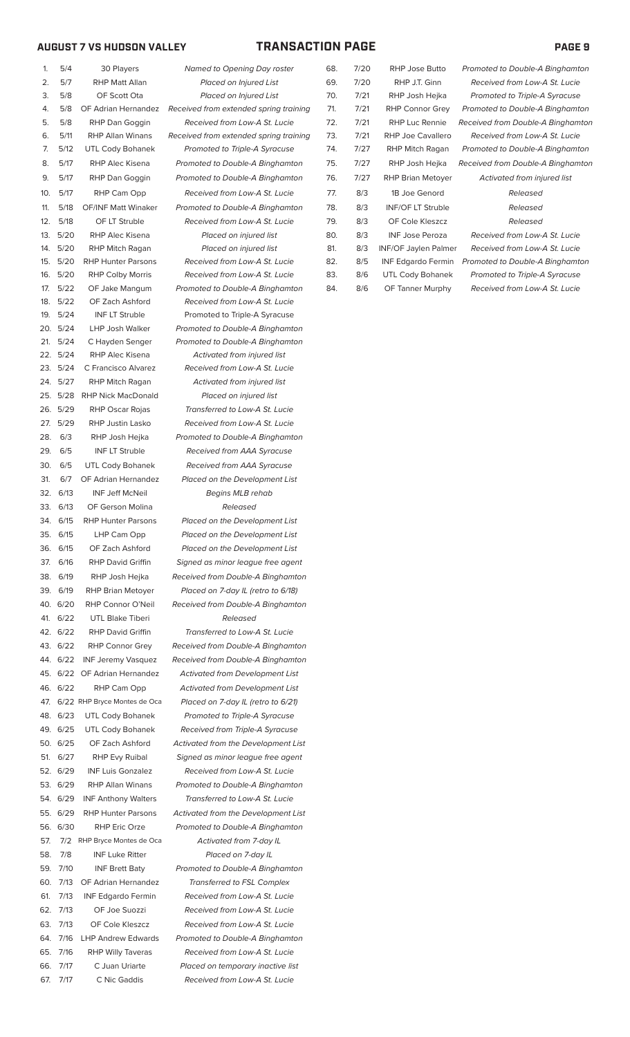## TRANSACTION PAGE

| | | | |
|---|---|---|---|
| 1. | 5/4 | 30 Players | *Named to Opening Day roster* |
| 2. | 5/7 | RHP Matt Allan | *Placed on Injured List* |
| 3. | 5/8 | OF Scott Ota | *Placed on Injured List* |
| 4. | 5/8 | OF Adrian Hernandez | *Received from extended spring training* |
| 5. | 5/8 | RHP Dan Goggin | *Received from Low-A St. Lucie* |
| 6. | 5/11 | RHP Allan Winans | *Received from extended spring training* |
| 7. | 5/12 | UTL Cody Bohanek | *Promoted to Triple-A Syracuse* |
| 8. | 5/17 | RHP Alec Kisena | *Promoted to Double-A Binghamton* |
| 9. | 5/17 | RHP Dan Goggin | *Promoted to Double-A Binghamton* |
| 10. | 5/17 | RHP Cam Opp | *Received from Low-A St. Lucie* |
| 11. | 5/18 | OF/INF Matt Winaker | *Promoted to Double-A Binghamton* |
| 12. | 5/18 | OF LT Struble | *Received from Low-A St. Lucie* |
| 13. | 5/20 | RHP Alec Kisena | *Placed on injured list* |
| 14. | 5/20 | RHP Mitch Ragan | *Placed on injured list* |
| 15. | 5/20 | RHP Hunter Parsons | *Received from Low-A St. Lucie* |
| 16. | 5/20 | RHP Colby Morris | *Received from Low-A St. Lucie* |
| 17. | 5/22 | OF Jake Mangum | *Promoted to Double-A Binghamton* |
| 18. | 5/22 | OF Zach Ashford | *Received from Low-A St. Lucie* |
| 19. | 5/24 | INF LT Struble | Promoted to Triple-A Syracuse |
| 20. | 5/24 | LHP Josh Walker | *Promoted to Double-A Binghamton* |
| 21. | 5/24 | C Hayden Senger | *Promoted to Double-A Binghamton* |
| 22. | 5/24 | RHP Alec Kisena | *Activated from injured list* |
| 23. | 5/24 | C Francisco Alvarez | *Received from Low-A St. Lucie* |
| 24. | 5/27 | RHP Mitch Ragan | *Activated from injured list* |
| 25. | 5/28 | RHP Nick MacDonald | *Placed on injured list* |
| 26. | 5/29 | RHP Oscar Rojas | *Transferred to Low-A St. Lucie* |
| 27. | 5/29 | RHP Justin Lasko | *Received from Low-A St. Lucie* |
| 28. | 6/3 | RHP Josh Hejka | *Promoted to Double-A Binghamton* |
| 29. | 6/5 | INF LT Struble | *Received from AAA Syracuse* |
| 30. | 6/5 | UTL Cody Bohanek | *Received from AAA Syracuse* |
| 31. | 6/7 | OF Adrian Hernandez | *Placed on the Development List* |
| 32. | 6/13 | INF Jeff McNeil | *Begins MLB rehab* |
| 33. | 6/13 | OF Gerson Molina | *Released* |
| 34. | 6/15 | RHP Hunter Parsons | *Placed on the Development List* |
| 35. | 6/15 | LHP Cam Opp | *Placed on the Development List* |
| 36. | 6/15 | OF Zach Ashford | *Placed on the Development List* |
| 37. | 6/16 | RHP David Griffin | *Signed as minor league free agent* |
| 38. | 6/19 | RHP Josh Hejka | *Received from Double-A Binghamton* |
| 39. | 6/19 | RHP Brian Metoyer | *Placed on 7-day IL (retro to 6/18)* |
| 40. | 6/20 | RHP Connor O'Neil | *Received from Double-A Binghamton* |
| 41. | 6/22 | UTL Blake Tiberi | *Released* |
| 42. | 6/22 | RHP David Griffin | *Transferred to Low-A St. Lucie* |
| 43. | 6/22 | RHP Connor Grey | *Received from Double-A Binghamton* |
| 44. | 6/22 | INF Jeremy Vasquez | *Received from Double-A Binghamton* |
| 45. | 6/22 | OF Adrian Hernandez | *Activated from Development List* |
| 46. | 6/22 | RHP Cam Opp | *Activated from Development List* |
| 47. | 6/22 | RHP Bryce Montes de Oca | *Placed on 7-day IL (retro to 6/21)* |
| 48. | 6/23 | UTL Cody Bohanek | *Promoted to Triple-A Syracuse* |
| 49. | 6/25 | UTL Cody Bohanek | *Received from Triple-A Syracuse* |
| 50. | 6/25 | OF Zach Ashford | *Activated from the Development List* |
| 51. | 6/27 | RHP Evy Ruibal | *Signed as minor league free agent* |
| 52. | 6/29 | INF Luis Gonzalez | *Received from Low-A St. Lucie* |
| 53. | 6/29 | RHP Allan Winans | *Promoted to Double-A Binghamton* |
| 54. | 6/29 | INF Anthony Walters | *Transferred to Low-A St. Lucie* |
| 55. | 6/29 | RHP Hunter Parsons | *Activated from the Development List* |
| 56. | 6/30 | RHP Eric Orze | *Promoted to Double-A Binghamton* |
| 57. | 7/2 | RHP Bryce Montes de Oca | *Activated from 7-day IL* |
| 58. | 7/8 | INF Luke Ritter | *Placed on 7-day IL* |
| 59. | 7/10 | INF Brett Baty | *Promoted to Double-A Binghamton* |
| 60. | 7/13 | OF Adrian Hernandez | *Transferred to FSL Complex* |
| 61. | 7/13 | INF Edgardo Fermin | *Received from Low-A St. Lucie* |
| 62. | 7/13 | OF Joe Suozzi | *Received from Low-A St. Lucie* |
| 63. | 7/13 | OF Cole Kleszcz | *Received from Low-A St. Lucie* |
| 64. | 7/16 | LHP Andrew Edwards | *Promoted to Double-A Binghamton* |
| 65. | 7/16 | RHP Willy Taveras | *Received from Low-A St. Lucie* |
| 66. | 7/17 | C Juan Uriarte | *Placed on temporary inactive list* |
| 67. | 7/17 | C Nic Gaddis | *Received from Low-A St. Lucie* |
| 68. | 7/20 | RHP Jose Butto | *Promoted to Double-A Binghamton* |
| 69. | 7/20 | RHP J.T. Ginn | *Received from Low-A St. Lucie* |
| 70. | 7/21 | RHP Josh Hejka | *Promoted to Triple-A Syracuse* |
| 71. | 7/21 | RHP Connor Grey | *Promoted to Double-A Binghamton* |
| 72. | 7/21 | RHP Luc Rennie | *Received from Double-A Binghamton* |
| 73. | 7/21 | RHP Joe Cavallero | *Received from Low-A St. Lucie* |
| 74. | 7/27 | RHP Mitch Ragan | *Promoted to Double-A Binghamton* |
| 75. | 7/27 | RHP Josh Hejka | *Received from Double-A Binghamton* |
| 76. | 7/27 | RHP Brian Metoyer | *Activated from injured list* |
| 77. | 8/3 | 1B Joe Genord | *Released* |
| 78. | 8/3 | INF/OF LT Struble | *Released* |
| 79. | 8/3 | OF Cole Kleszcz | *Released* |
| 80. | 8/3 | INF Jose Peroza | *Received from Low-A St. Lucie* |
| 81. | 8/3 | INF/OF Jaylen Palmer | *Received from Low-A St. Lucie* |
| 82. | 8/5 | INF Edgardo Fermin | *Promoted to Double-A Binghamton* |
| 83. | 8/6 | UTL Cody Bohanek | *Promoted to Triple-A Syracuse* |
| 84. | 8/6 | OF Tanner Murphy | *Received from Low-A St. Lucie* |